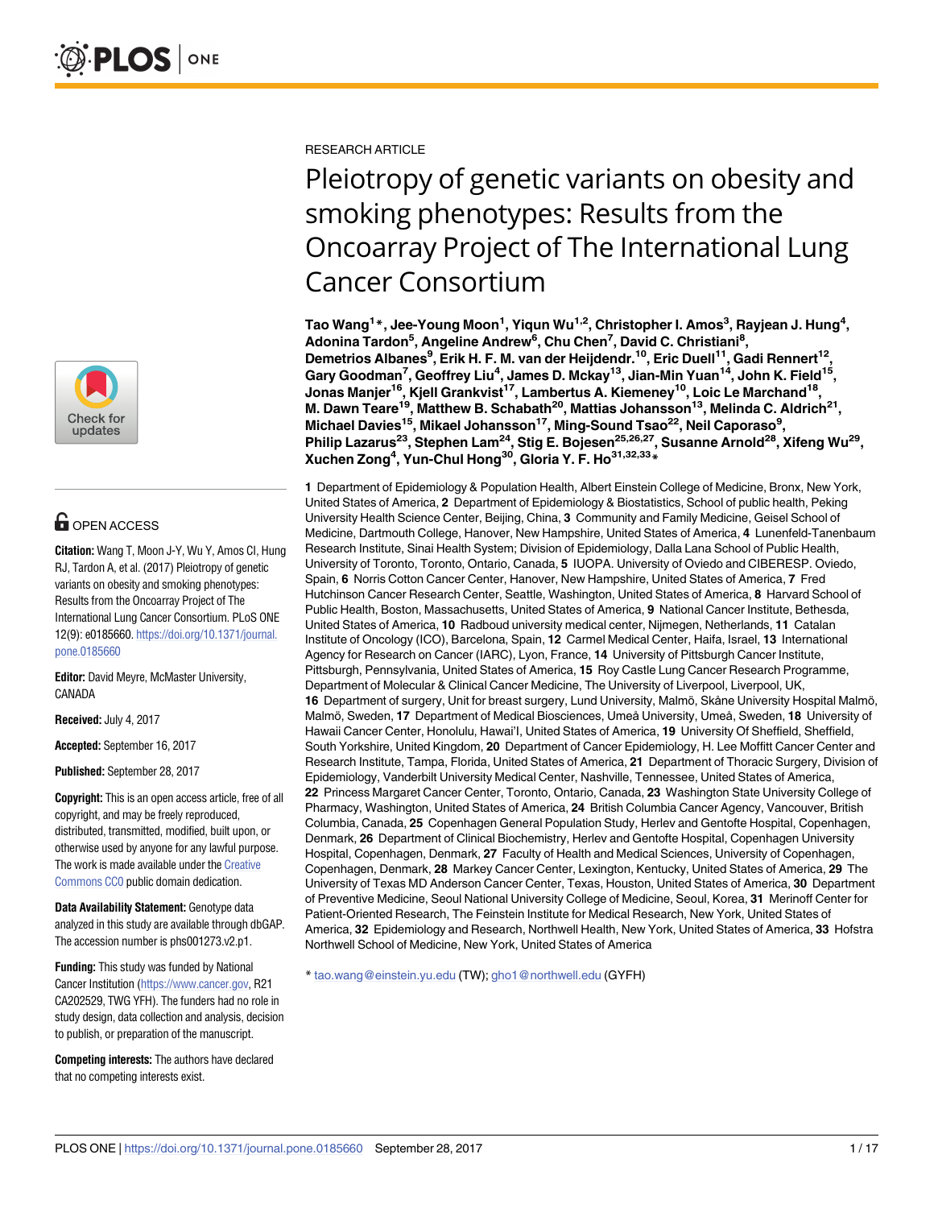RESEARCH ARTICLE

# Pleiotropy of genetic variants on obesity and smoking phenotypes: Results from the Oncoarray Project of The International Lung Cancer Consortium

**Tao Wang[1]*, Jee-Young Moon[1], Yiqun Wu[1,2], Christopher I. Amos[3], Rayjean J. Hung[4], Adonina Tardon[5], Angeline Andrew[6], Chu Chen[7], David C. Christiani[8], Demetrios Albanes[9], Erik H. F. M. van der Heijdendr.[10], Eric Duell[11], Gadi Rennert[12], Gary Goodman[7], Geoffrey Liu[4], James D. Mckay[13], Jian-Min Yuan[14], John K. Field[15], Jonas Manjer[16], Kjell Grankvist[17], Lambertus A. Kiemeney[10], Loic Le Marchand[18], M. Dawn Teare[19], Matthew B. Schabath[20], Mattias Johansson[13], Melinda C. Aldrich[21], Michael Davies[15], Mikael Johansson[17], Ming-Sound Tsao[22], Neil Caporaso[9], Philip Lazarus[23], Stephen Lam[24], Stig E. Bojesen[25,26,27], Susanne Arnold[28], Xifeng Wu[29], Xuchen Zong[4], Yun-Chul Hong[30], Gloria Y. F. Ho[31,32,33]***

**1** Department of Epidemiology & Population Health, Albert Einstein College of Medicine, Bronx, New York, United States of America, **2** Department of Epidemiology & Biostatistics, School of public health, Peking University Health Science Center, Beijing, China, **3** Community and Family Medicine, Geisel School of Medicine, Dartmouth College, Hanover, New Hampshire, United States of America, **4** Lunenfeld-Tanenbaum Research Institute, Sinai Health System; Division of Epidemiology, Dalla Lana School of Public Health, University of Toronto, Toronto, Ontario, Canada, **5** IUOPA. University of Oviedo and CIBERESP. Oviedo, Spain, **6** Norris Cotton Cancer Center, Hanover, New Hampshire, United States of America, **7** Fred Hutchinson Cancer Research Center, Seattle, Washington, United States of America, **8** Harvard School of Public Health, Boston, Massachusetts, United States of America, **9** National Cancer Institute, Bethesda, United States of America, **10** Radboud university medical center, Nijmegen, Netherlands, **11** Catalan Institute of Oncology (ICO), Barcelona, Spain, **12** Carmel Medical Center, Haifa, Israel, **13** International Agency for Research on Cancer (IARC), Lyon, France, **14** University of Pittsburgh Cancer Institute, Pittsburgh, Pennsylvania, United States of America, **15** Roy Castle Lung Cancer Research Programme, Department of Molecular & Clinical Cancer Medicine, The University of Liverpool, Liverpool, UK, **16** Department of surgery, Unit for breast surgery, Lund University, Malmö, Skåne University Hospital Malmö, Malmö, Sweden, **17** Department of Medical Biosciences, Umeå University, Umeå, Sweden, **18** University of Hawaii Cancer Center, Honolulu, Hawai'I, United States of America, **19** University Of Sheffield, Sheffield, South Yorkshire, United Kingdom, **20** Department of Cancer Epidemiology, H. Lee Moffitt Cancer Center and Research Institute, Tampa, Florida, United States of America, **21** Department of Thoracic Surgery, Division of Epidemiology, Vanderbilt University Medical Center, Nashville, Tennessee, United States of America, **22** Princess Margaret Cancer Center, Toronto, Ontario, Canada, **23** Washington State University College of Pharmacy, Washington, United States of America, **24** British Columbia Cancer Agency, Vancouver, British Columbia, Canada, **25** Copenhagen General Population Study, Herlev and Gentofte Hospital, Copenhagen, Denmark, **26** Department of Clinical Biochemistry, Herlev and Gentofte Hospital, Copenhagen University Hospital, Copenhagen, Denmark, **27** Faculty of Health and Medical Sciences, University of Copenhagen, Copenhagen, Denmark, **28** Markey Cancer Center, Lexington, Kentucky, United States of America, **29** The University of Texas MD Anderson Cancer Center, Texas, Houston, United States of America, **30** Department of Preventive Medicine, Seoul National University College of Medicine, Seoul, Korea, **31** Merinoff Center for Patient-Oriented Research, The Feinstein Institute for Medical Research, New York, United States of America, **32** Epidemiology and Research, Northwell Health, New York, United States of America, **33** Hofstra Northwell School of Medicine, New York, United States of America

* tao.wang@einstein.yu.edu (TW); gho1@northwell.edu (GYFH)

OPEN ACCESS

**Citation:** Wang T, Moon J-Y, Wu Y, Amos CI, Hung RJ, Tardon A, et al. (2017) Pleiotropy of genetic variants on obesity and smoking phenotypes: Results from the Oncoarray Project of The International Lung Cancer Consortium. PLoS ONE 12(9): e0185660. https://doi.org/10.1371/journal.pone.0185660

**Editor:** David Meyre, McMaster University, CANADA

**Received:** July 4, 2017

**Accepted:** September 16, 2017

**Published:** September 28, 2017

**Copyright:** This is an open access article, free of all copyright, and may be freely reproduced, distributed, transmitted, modified, built upon, or otherwise used by anyone for any lawful purpose. The work is made available under the Creative Commons CC0 public domain dedication.

**Data Availability Statement:** Genotype data analyzed in this study are available through dbGAP. The accession number is phs001273.v2.p1.

**Funding:** This study was funded by National Cancer Institution (https://www.cancer.gov, R21 CA202529, TWG YFH). The funders had no role in study design, data collection and analysis, decision to publish, or preparation of the manuscript.

**Competing interests:** The authors have declared that no competing interests exist.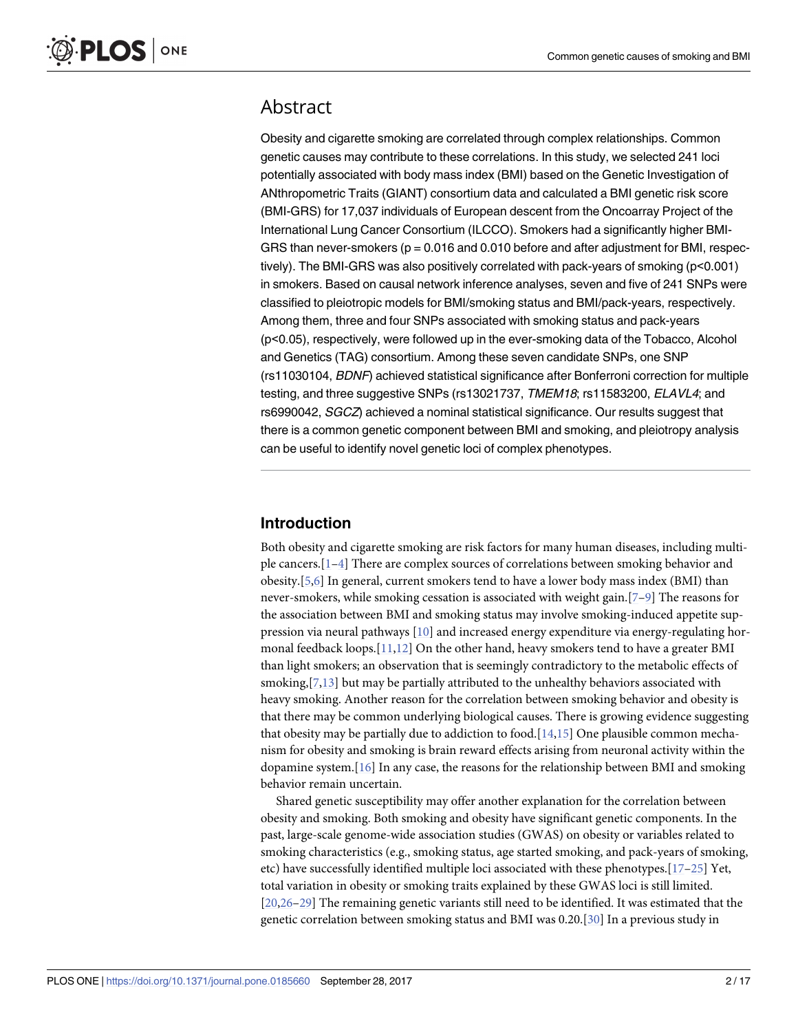## Abstract

Obesity and cigarette smoking are correlated through complex relationships. Common genetic causes may contribute to these correlations. In this study, we selected 241 loci potentially associated with body mass index (BMI) based on the Genetic Investigation of ANthropometric Traits (GIANT) consortium data and calculated a BMI genetic risk score (BMI-GRS) for 17,037 individuals of European descent from the Oncoarray Project of the International Lung Cancer Consortium (ILCCO). Smokers had a significantly higher BMI-GRS than never-smokers ($p = 0.016$ and $0.010$ before and after adjustment for BMI, respectively). The BMI-GRS was also positively correlated with pack-years of smoking ($p<0.001$) in smokers. Based on causal network inference analyses, seven and five of 241 SNPs were classified to pleiotropic models for BMI/smoking status and BMI/pack-years, respectively. Among them, three and four SNPs associated with smoking status and pack-years ($p<0.05$), respectively, were followed up in the ever-smoking data of the Tobacco, Alcohol and Genetics (TAG) consortium. Among these seven candidate SNPs, one SNP (rs11030104, *BDNF*) achieved statistical significance after Bonferroni correction for multiple testing, and three suggestive SNPs (rs13021737, *TMEM18*; rs11583200, *ELAVL4*; and rs6990042, *SGCZ*) achieved a nominal statistical significance. Our results suggest that there is a common genetic component between BMI and smoking, and pleiotropy analysis can be useful to identify novel genetic loci of complex phenotypes.

## Introduction

Both obesity and cigarette smoking are risk factors for many human diseases, including multiple cancers.[1–4] There are complex sources of correlations between smoking behavior and obesity.[5,6] In general, current smokers tend to have a lower body mass index (BMI) than never-smokers, while smoking cessation is associated with weight gain.[7–9] The reasons for the association between BMI and smoking status may involve smoking-induced appetite suppression via neural pathways [10] and increased energy expenditure via energy-regulating hormonal feedback loops.[11,12] On the other hand, heavy smokers tend to have a greater BMI than light smokers; an observation that is seemingly contradictory to the metabolic effects of smoking,[7,13] but may be partially attributed to the unhealthy behaviors associated with heavy smoking. Another reason for the correlation between smoking behavior and obesity is that there may be common underlying biological causes. There is growing evidence suggesting that obesity may be partially due to addiction to food.[14,15] One plausible common mechanism for obesity and smoking is brain reward effects arising from neuronal activity within the dopamine system.[16] In any case, the reasons for the relationship between BMI and smoking behavior remain uncertain.

Shared genetic susceptibility may offer another explanation for the correlation between obesity and smoking. Both smoking and obesity have significant genetic components. In the past, large-scale genome-wide association studies (GWAS) on obesity or variables related to smoking characteristics (e.g., smoking status, age started smoking, and pack-years of smoking, etc) have successfully identified multiple loci associated with these phenotypes.[17–25] Yet, total variation in obesity or smoking traits explained by these GWAS loci is still limited.[20,26–29] The remaining genetic variants still need to be identified. It was estimated that the genetic correlation between smoking status and BMI was 0.20.[30] In a previous study in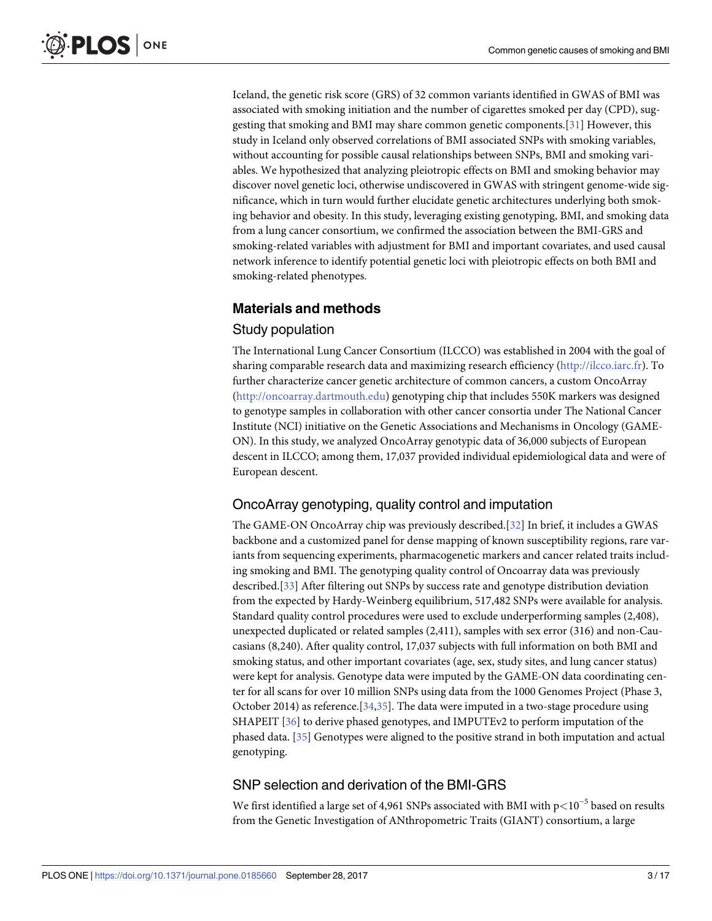Iceland, the genetic risk score (GRS) of 32 common variants identified in GWAS of BMI was associated with smoking initiation and the number of cigarettes smoked per day (CPD), suggesting that smoking and BMI may share common genetic components.[31] However, this study in Iceland only observed correlations of BMI associated SNPs with smoking variables, without accounting for possible causal relationships between SNPs, BMI and smoking variables. We hypothesized that analyzing pleiotropic effects on BMI and smoking behavior may discover novel genetic loci, otherwise undiscovered in GWAS with stringent genome-wide significance, which in turn would further elucidate genetic architectures underlying both smoking behavior and obesity. In this study, leveraging existing genotyping, BMI, and smoking data from a lung cancer consortium, we confirmed the association between the BMI-GRS and smoking-related variables with adjustment for BMI and important covariates, and used causal network inference to identify potential genetic loci with pleiotropic effects on both BMI and smoking-related phenotypes.

## Materials and methods

### Study population

The International Lung Cancer Consortium (ILCCO) was established in 2004 with the goal of sharing comparable research data and maximizing research efficiency (http://ilcco.iarc.fr). To further characterize cancer genetic architecture of common cancers, a custom OncoArray (http://oncoarray.dartmouth.edu) genotyping chip that includes 550K markers was designed to genotype samples in collaboration with other cancer consortia under The National Cancer Institute (NCI) initiative on the Genetic Associations and Mechanisms in Oncology (GAME-ON). In this study, we analyzed OncoArray genotypic data of 36,000 subjects of European descent in ILCCO; among them, 17,037 provided individual epidemiological data and were of European descent.

### OncoArray genotyping, quality control and imputation

The GAME-ON OncoArray chip was previously described.[32] In brief, it includes a GWAS backbone and a customized panel for dense mapping of known susceptibility regions, rare variants from sequencing experiments, pharmacogenetic markers and cancer related traits including smoking and BMI. The genotyping quality control of Oncoarray data was previously described.[33] After filtering out SNPs by success rate and genotype distribution deviation from the expected by Hardy-Weinberg equilibrium, 517,482 SNPs were available for analysis. Standard quality control procedures were used to exclude underperforming samples (2,408), unexpected duplicated or related samples (2,411), samples with sex error (316) and non-Caucasians (8,240). After quality control, 17,037 subjects with full information on both BMI and smoking status, and other important covariates (age, sex, study sites, and lung cancer status) were kept for analysis. Genotype data were imputed by the GAME-ON data coordinating center for all scans for over 10 million SNPs using data from the 1000 Genomes Project (Phase 3, October 2014) as reference.[34,35]. The data were imputed in a two-stage procedure using SHAPEIT [36] to derive phased genotypes, and IMPUTEv2 to perform imputation of the phased data. [35] Genotypes were aligned to the positive strand in both imputation and actual genotyping.

### SNP selection and derivation of the BMI-GRS

We first identified a large set of 4,961 SNPs associated with BMI with $p<10^{-5}$ based on results from the Genetic Investigation of ANthropometric Traits (GIANT) consortium, a large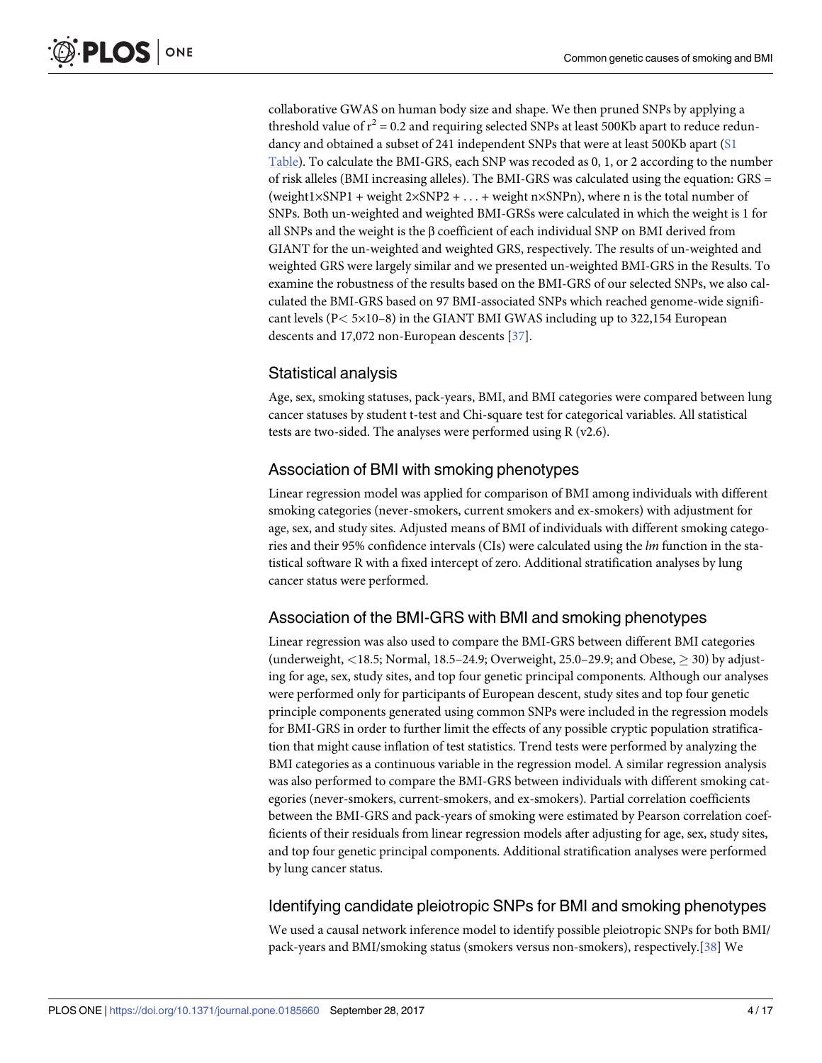collaborative GWAS on human body size and shape. We then pruned SNPs by applying a threshold value of $r^2 = 0.2$ and requiring selected SNPs at least 500Kb apart to reduce redundancy and obtained a subset of 241 independent SNPs that were at least 500Kb apart (S1 Table). To calculate the BMI-GRS, each SNP was recoded as 0, 1, or 2 according to the number of risk alleles (BMI increasing alleles). The BMI-GRS was calculated using the equation: GRS = (weight1×SNP1 + weight 2×SNP2 + . . . + weight n×SNPn), where n is the total number of SNPs. Both un-weighted and weighted BMI-GRSs were calculated in which the weight is 1 for all SNPs and the weight is the β coefficient of each individual SNP on BMI derived from GIANT for the un-weighted and weighted GRS, respectively. The results of un-weighted and weighted GRS were largely similar and we presented un-weighted BMI-GRS in the Results. To examine the robustness of the results based on the BMI-GRS of our selected SNPs, we also calculated the BMI-GRS based on 97 BMI-associated SNPs which reached genome-wide significant levels ($P < 5\times10^{-8}$) in the GIANT BMI GWAS including up to 322,154 European descents and 17,072 non-European descents [37].

## Statistical analysis

Age, sex, smoking statuses, pack-years, BMI, and BMI categories were compared between lung cancer statuses by student t-test and Chi-square test for categorical variables. All statistical tests are two-sided. The analyses were performed using R (v2.6).

## Association of BMI with smoking phenotypes

Linear regression model was applied for comparison of BMI among individuals with different smoking categories (never-smokers, current smokers and ex-smokers) with adjustment for age, sex, and study sites. Adjusted means of BMI of individuals with different smoking categories and their 95% confidence intervals (CIs) were calculated using the *lm* function in the statistical software R with a fixed intercept of zero. Additional stratification analyses by lung cancer status were performed.

## Association of the BMI-GRS with BMI and smoking phenotypes

Linear regression was also used to compare the BMI-GRS between different BMI categories (underweight, <18.5; Normal, 18.5–24.9; Overweight, 25.0–29.9; and Obese, ≥ 30) by adjusting for age, sex, study sites, and top four genetic principal components. Although our analyses were performed only for participants of European descent, study sites and top four genetic principle components generated using common SNPs were included in the regression models for BMI-GRS in order to further limit the effects of any possible cryptic population stratification that might cause inflation of test statistics. Trend tests were performed by analyzing the BMI categories as a continuous variable in the regression model. A similar regression analysis was also performed to compare the BMI-GRS between individuals with different smoking categories (never-smokers, current-smokers, and ex-smokers). Partial correlation coefficients between the BMI-GRS and pack-years of smoking were estimated by Pearson correlation coefficients of their residuals from linear regression models after adjusting for age, sex, study sites, and top four genetic principal components. Additional stratification analyses were performed by lung cancer status.

## Identifying candidate pleiotropic SNPs for BMI and smoking phenotypes

We used a causal network inference model to identify possible pleiotropic SNPs for both BMI/pack-years and BMI/smoking status (smokers versus non-smokers), respectively.[38] We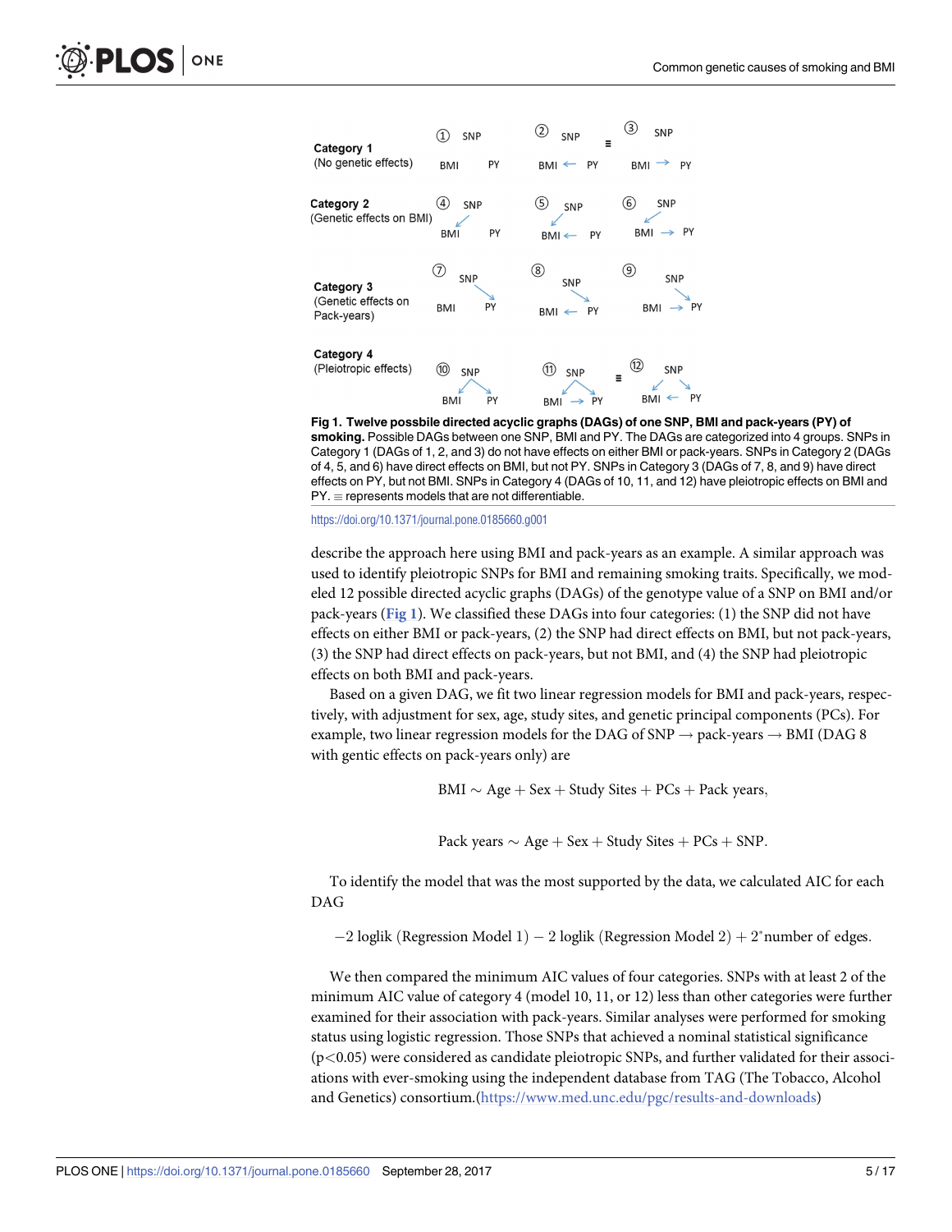Category 1 (No genetic effects): ① SNP, BMI, PY; ② SNP, BMI ← PY ≡ ③ SNP, BMI → PY

Category 2 (Genetic effects on BMI): ④ SNP → BMI, PY; ⑤ SNP → BMI ← PY; ⑥ SNP → BMI → PY

Category 3 (Genetic effects on Pack-years): ⑦ SNP → PY, BMI; ⑧ SNP → PY, BMI ← PY; ⑨ SNP → PY, BMI → PY

Category 4 (Pleiotropic effects): ⑩ SNP → BMI, SNP → PY; ⑪ SNP → BMI, SNP → PY, BMI → PY ≡ ⑫ SNP → BMI, SNP → PY, BMI ← PY

**Fig 1. Twelve possbile directed acyclic graphs (DAGs) of one SNP, BMI and pack-years (PY) of smoking.** Possible DAGs between one SNP, BMI and PY. The DAGs are categorized into 4 groups. SNPs in Category 1 (DAGs of 1, 2, and 3) do not have effects on either BMI or pack-years. SNPs in Category 2 (DAGs of 4, 5, and 6) have direct effects on BMI, but not PY. SNPs in Category 3 (DAGs of 7, 8, and 9) have direct effects on PY, but not BMI. SNPs in Category 4 (DAGs of 10, 11, and 12) have pleiotropic effects on BMI and PY. ≡ represents models that are not differentiable.

https://doi.org/10.1371/journal.pone.0185660.g001

describe the approach here using BMI and pack-years as an example. A similar approach was used to identify pleiotropic SNPs for BMI and remaining smoking traits. Specifically, we modeled 12 possible directed acyclic graphs (DAGs) of the genotype value of a SNP on BMI and/or pack-years (Fig 1). We classified these DAGs into four categories: (1) the SNP did not have effects on either BMI or pack-years, (2) the SNP had direct effects on BMI, but not pack-years, (3) the SNP had direct effects on pack-years, but not BMI, and (4) the SNP had pleiotropic effects on both BMI and pack-years.

Based on a given DAG, we fit two linear regression models for BMI and pack-years, respectively, with adjustment for sex, age, study sites, and genetic principal components (PCs). For example, two linear regression models for the DAG of SNP → pack-years → BMI (DAG 8 with gentic effects on pack-years only) are

$$\text{BMI} \sim \text{Age} + \text{Sex} + \text{Study Sites} + \text{PCs} + \text{Pack years},$$

$$\text{Pack years} \sim \text{Age} + \text{Sex} + \text{Study Sites} + \text{PCs} + \text{SNP}.$$

To identify the model that was the most supported by the data, we calculated AIC for each DAG

$$-2\ \text{loglik}\ (\text{Regression Model 1}) - 2\ \text{loglik}\ (\text{Regression Model 2}) + 2^{*}\text{number of edges}.$$

We then compared the minimum AIC values of four categories. SNPs with at least 2 of the minimum AIC value of category 4 (model 10, 11, or 12) less than other categories were further examined for their association with pack-years. Similar analyses were performed for smoking status using logistic regression. Those SNPs that achieved a nominal statistical significance ($p<0.05$) were considered as candidate pleiotropic SNPs, and further validated for their associations with ever-smoking using the independent database from TAG (The Tobacco, Alcohol and Genetics) consortium.(https://www.med.unc.edu/pgc/results-and-downloads)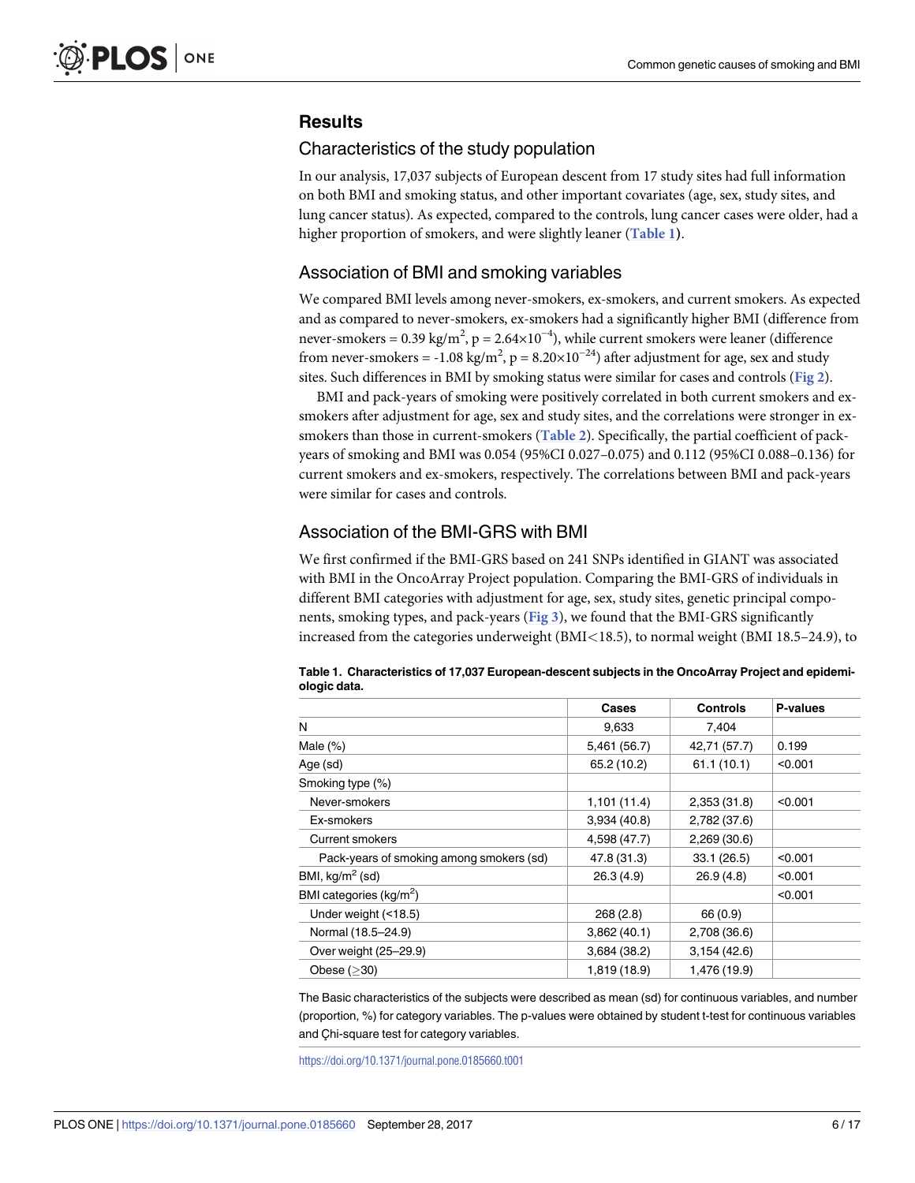## Results

### Characteristics of the study population

In our analysis, 17,037 subjects of European descent from 17 study sites had full information on both BMI and smoking status, and other important covariates (age, sex, study sites, and lung cancer status). As expected, compared to the controls, lung cancer cases were older, had a higher proportion of smokers, and were slightly leaner (Table 1).

### Association of BMI and smoking variables

We compared BMI levels among never-smokers, ex-smokers, and current smokers. As expected and as compared to never-smokers, ex-smokers had a significantly higher BMI (difference from never-smokers = 0.39 kg/m$^2$, p = 2.64×10$^{-4}$), while current smokers were leaner (difference from never-smokers = -1.08 kg/m$^2$, p = 8.20×10$^{-24}$) after adjustment for age, sex and study sites. Such differences in BMI by smoking status were similar for cases and controls (Fig 2).

BMI and pack-years of smoking were positively correlated in both current smokers and ex-smokers after adjustment for age, sex and study sites, and the correlations were stronger in ex-smokers than those in current-smokers (Table 2). Specifically, the partial coefficient of pack-years of smoking and BMI was 0.054 (95%CI 0.027–0.075) and 0.112 (95%CI 0.088–0.136) for current smokers and ex-smokers, respectively. The correlations between BMI and pack-years were similar for cases and controls.

### Association of the BMI-GRS with BMI

We first confirmed if the BMI-GRS based on 241 SNPs identified in GIANT was associated with BMI in the OncoArray Project population. Comparing the BMI-GRS of individuals in different BMI categories with adjustment for age, sex, study sites, genetic principal components, smoking types, and pack-years (Fig 3), we found that the BMI-GRS significantly increased from the categories underweight (BMI<18.5), to normal weight (BMI 18.5–24.9), to

**Table 1. Characteristics of 17,037 European-descent subjects in the OncoArray Project and epidemiologic data.**

| | Cases | Controls | P-values |
|---|---|---|---|
| N | 9,633 | 7,404 | |
| Male (%) | 5,461 (56.7) | 42,71 (57.7) | 0.199 |
| Age (sd) | 65.2 (10.2) | 61.1 (10.1) | <0.001 |
| Smoking type (%) | | | |
| Never-smokers | 1,101 (11.4) | 2,353 (31.8) | <0.001 |
| Ex-smokers | 3,934 (40.8) | 2,782 (37.6) | |
| Current smokers | 4,598 (47.7) | 2,269 (30.6) | |
| Pack-years of smoking among smokers (sd) | 47.8 (31.3) | 33.1 (26.5) | <0.001 |
| BMI, kg/m$^2$ (sd) | 26.3 (4.9) | 26.9 (4.8) | <0.001 |
| BMI categories (kg/m$^2$) | | | <0.001 |
| Under weight (<18.5) | 268 (2.8) | 66 (0.9) | |
| Normal (18.5–24.9) | 3,862 (40.1) | 2,708 (36.6) | |
| Over weight (25–29.9) | 3,684 (38.2) | 3,154 (42.6) | |
| Obese (≥30) | 1,819 (18.9) | 1,476 (19.9) | |

The Basic characteristics of the subjects were described as mean (sd) for continuous variables, and number (proportion, %) for category variables. The p-values were obtained by student t-test for continuous variables and Çhi-square test for category variables.

https://doi.org/10.1371/journal.pone.0185660.t001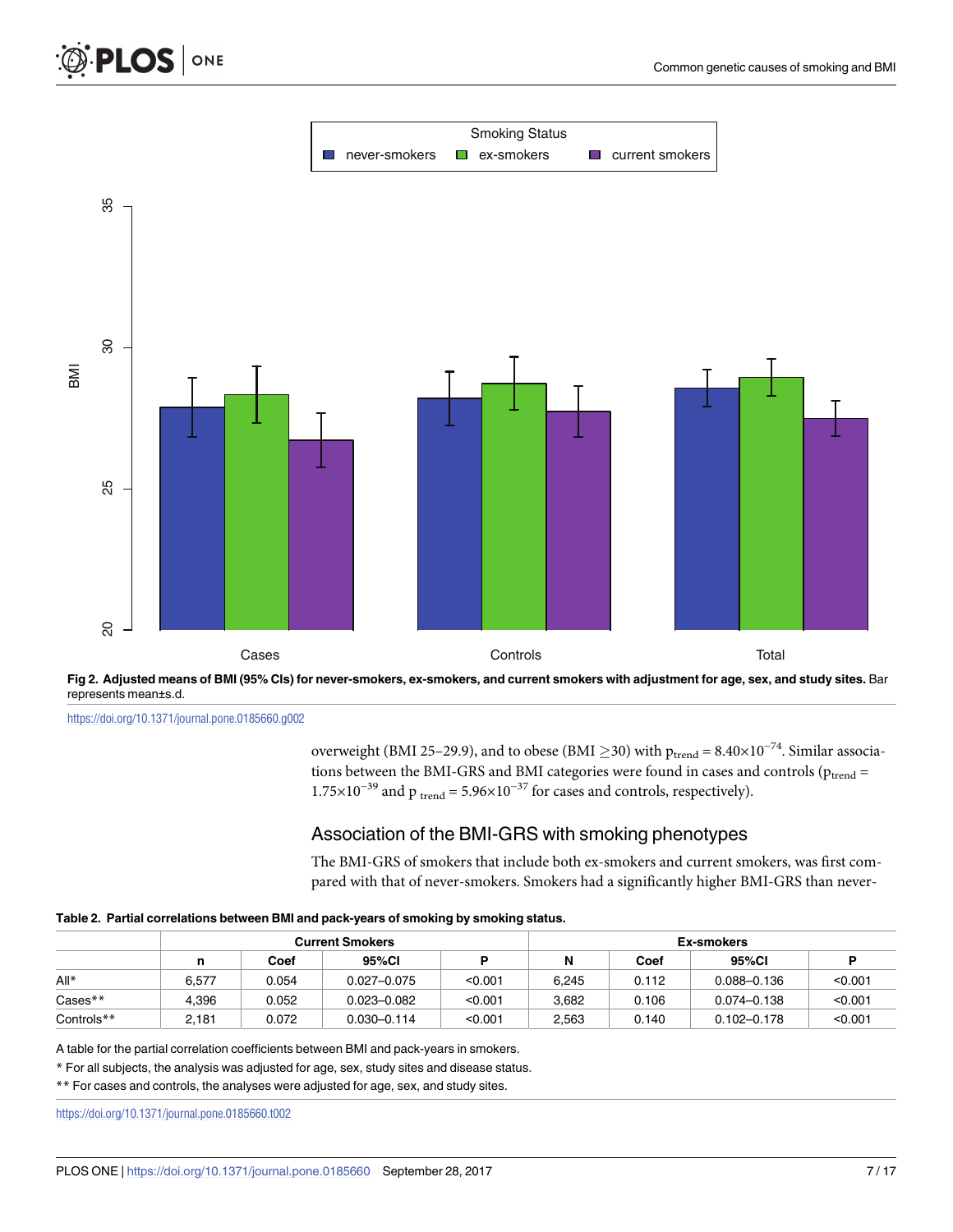Fig 2. Adjusted means of BMI (95% CIs) for never-smokers, ex-smokers, and current smokers with adjustment for age, sex, and study sites. Bar represents mean±s.d.

https://doi.org/10.1371/journal.pone.0185660.g002

overweight (BMI 25–29.9), and to obese (BMI ≥30) with $p_{trend} = 8.40\times10^{-74}$. Similar associations between the BMI-GRS and BMI categories were found in cases and controls ($p_{trend} = 1.75\times10^{-39}$ and $p_{trend} = 5.96\times10^{-37}$ for cases and controls, respectively).

## Association of the BMI-GRS with smoking phenotypes

The BMI-GRS of smokers that include both ex-smokers and current smokers, was first compared with that of never-smokers. Smokers had a significantly higher BMI-GRS than never-

**Table 2. Partial correlations between BMI and pack-years of smoking by smoking status.**

| | Current Smokers | | | | Ex-smokers | | | |
|---|---|---|---|---|---|---|---|---|
| | n | Coef | 95%CI | P | N | Coef | 95%CI | P |
| All* | 6,577 | 0.054 | 0.027–0.075 | <0.001 | 6,245 | 0.112 | 0.088–0.136 | <0.001 |
| Cases** | 4,396 | 0.052 | 0.023–0.082 | <0.001 | 3,682 | 0.106 | 0.074–0.138 | <0.001 |
| Controls** | 2,181 | 0.072 | 0.030–0.114 | <0.001 | 2,563 | 0.140 | 0.102–0.178 | <0.001 |

A table for the partial correlation coefficients between BMI and pack-years in smokers.

* For all subjects, the analysis was adjusted for age, sex, study sites and disease status.

** For cases and controls, the analyses were adjusted for age, sex, and study sites.

https://doi.org/10.1371/journal.pone.0185660.t002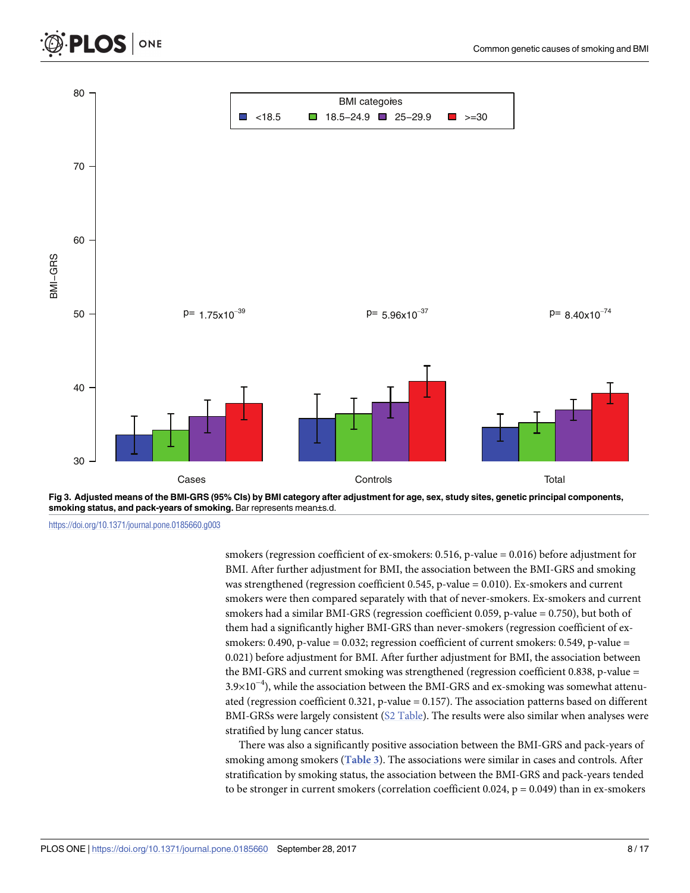Fig 3. Adjusted means of the BMI-GRS (95% CIs) by BMI category after adjustment for age, sex, study sites, genetic principal components, smoking status, and pack-years of smoking. Bar represents mean±s.d.

https://doi.org/10.1371/journal.pone.0185660.g003

smokers (regression coefficient of ex-smokers: 0.516, p-value = 0.016) before adjustment for BMI. After further adjustment for BMI, the association between the BMI-GRS and smoking was strengthened (regression coefficient 0.545, p-value = 0.010). Ex-smokers and current smokers were then compared separately with that of never-smokers. Ex-smokers and current smokers had a similar BMI-GRS (regression coefficient 0.059, p-value = 0.750), but both of them had a significantly higher BMI-GRS than never-smokers (regression coefficient of ex-smokers: 0.490, p-value = 0.032; regression coefficient of current smokers: 0.549, p-value = 0.021) before adjustment for BMI. After further adjustment for BMI, the association between the BMI-GRS and current smoking was strengthened (regression coefficient 0.838, p-value = $3.9\times10^{-4}$), while the association between the BMI-GRS and ex-smoking was somewhat attenuated (regression coefficient 0.321, p-value = 0.157). The association patterns based on different BMI-GRSs were largely consistent (S2 Table). The results were also similar when analyses were stratified by lung cancer status.

There was also a significantly positive association between the BMI-GRS and pack-years of smoking among smokers (Table 3). The associations were similar in cases and controls. After stratification by smoking status, the association between the BMI-GRS and pack-years tended to be stronger in current smokers (correlation coefficient 0.024, p = 0.049) than in ex-smokers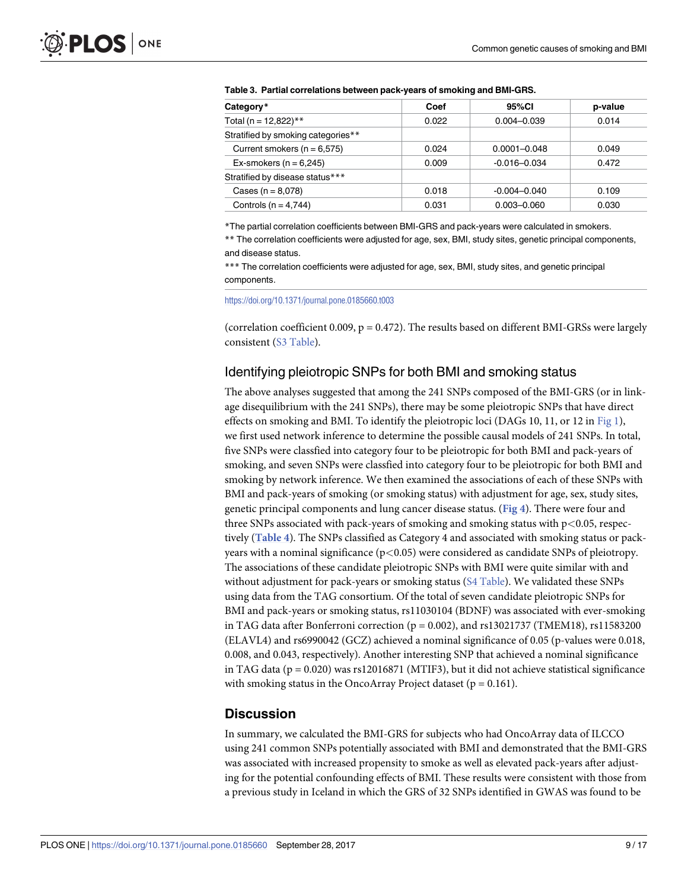**Table 3. Partial correlations between pack-years of smoking and BMI-GRS.**

| Category* | Coef | 95%CI | p-value |
|---|---|---|---|
| Total (n = 12,822)** | 0.022 | 0.004–0.039 | 0.014 |
| Stratified by smoking categories** | | | |
| Current smokers (n = 6,575) | 0.024 | 0.0001–0.048 | 0.049 |
| Ex-smokers (n = 6,245) | 0.009 | -0.016–0.034 | 0.472 |
| Stratified by disease status*** | | | |
| Cases (n = 8,078) | 0.018 | -0.004–0.040 | 0.109 |
| Controls (n = 4,744) | 0.031 | 0.003–0.060 | 0.030 |

*The partial correlation coefficients between BMI-GRS and pack-years were calculated in smokers.

** The correlation coefficients were adjusted for age, sex, BMI, study sites, genetic principal components, and disease status.

*** The correlation coefficients were adjusted for age, sex, BMI, study sites, and genetic principal components.

https://doi.org/10.1371/journal.pone.0185660.t003

(correlation coefficient 0.009, p = 0.472). The results based on different BMI-GRSs were largely consistent (S3 Table).

## Identifying pleiotropic SNPs for both BMI and smoking status

The above analyses suggested that among the 241 SNPs composed of the BMI-GRS (or in linkage disequilibrium with the 241 SNPs), there may be some pleiotropic SNPs that have direct effects on smoking and BMI. To identify the pleiotropic loci (DAGs 10, 11, or 12 in Fig 1), we first used network inference to determine the possible causal models of 241 SNPs. In total, five SNPs were classfied into category four to be pleiotropic for both BMI and pack-years of smoking, and seven SNPs were classfied into category four to be pleiotropic for both BMI and smoking by network inference. We then examined the associations of each of these SNPs with BMI and pack-years of smoking (or smoking status) with adjustment for age, sex, study sites, genetic principal components and lung cancer disease status. (**Fig 4**). There were four and three SNPs associated with pack-years of smoking and smoking status with $p<0.05$, respectively (**Table 4**). The SNPs classified as Category 4 and associated with smoking status or pack-years with a nominal significance ($p<0.05$) were considered as candidate SNPs of pleiotropy. The associations of these candidate pleiotropic SNPs with BMI were quite similar with and without adjustment for pack-years or smoking status (S4 Table). We validated these SNPs using data from the TAG consortium. Of the total of seven candidate pleiotropic SNPs for BMI and pack-years or smoking status, rs11030104 (BDNF) was associated with ever-smoking in TAG data after Bonferroni correction (p = 0.002), and rs13021737 (TMEM18), rs11583200 (ELAVL4) and rs6990042 (GCZ) achieved a nominal significance of 0.05 (p-values were 0.018, 0.008, and 0.043, respectively). Another interesting SNP that achieved a nominal significance in TAG data (p = 0.020) was rs12016871 (MTIF3), but it did not achieve statistical significance with smoking status in the OncoArray Project dataset (p = 0.161).

## Discussion

In summary, we calculated the BMI-GRS for subjects who had OncoArray data of ILCCO using 241 common SNPs potentially associated with BMI and demonstrated that the BMI-GRS was associated with increased propensity to smoke as well as elevated pack-years after adjusting for the potential confounding effects of BMI. These results were consistent with those from a previous study in Iceland in which the GRS of 32 SNPs identified in GWAS was found to be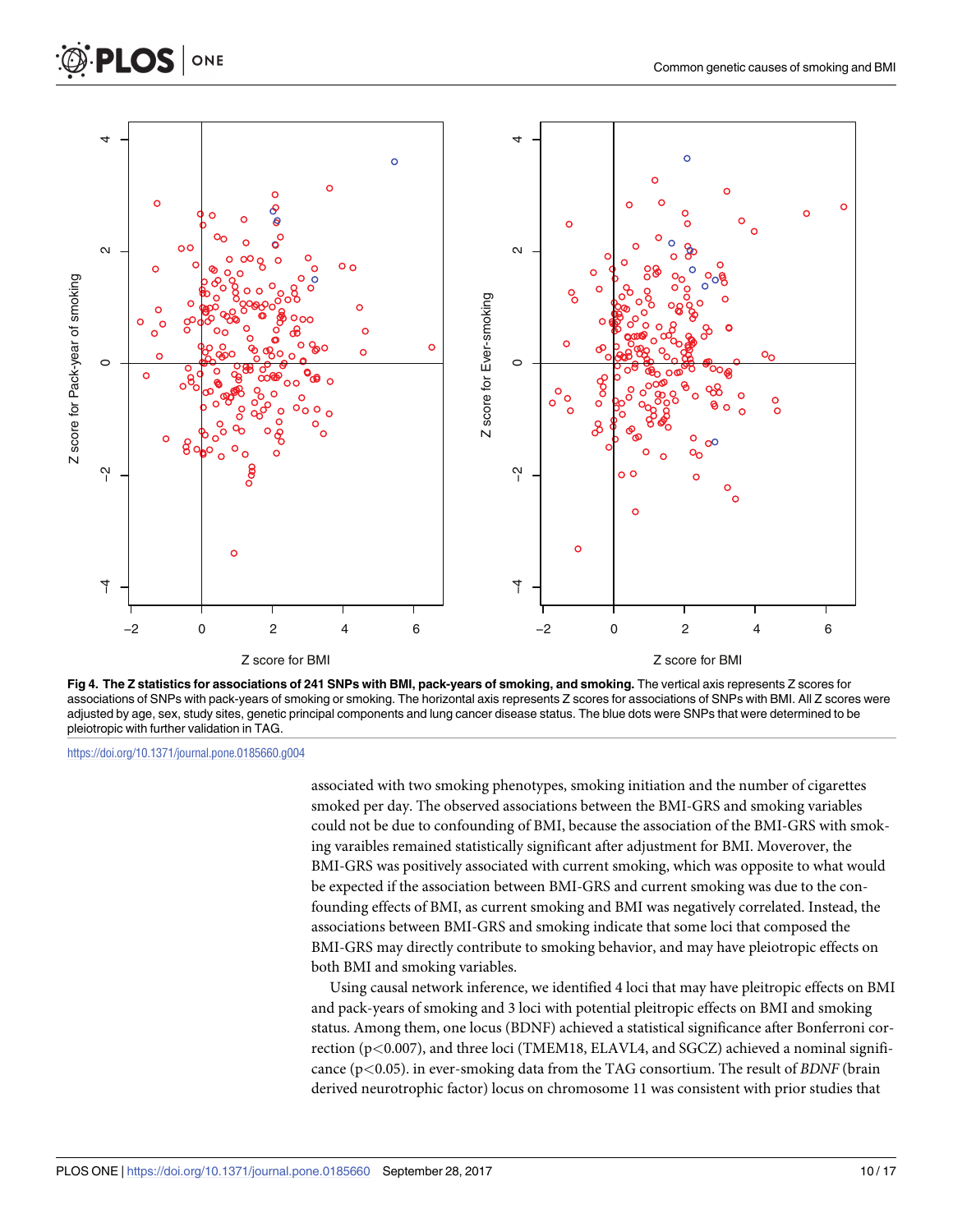**Fig 4. The Z statistics for associations of 241 SNPs with BMI, pack-years of smoking, and smoking.** The vertical axis represents Z scores for associations of SNPs with pack-years of smoking or smoking. The horizontal axis represents Z scores for associations of SNPs with BMI. All Z scores were adjusted by age, sex, study sites, genetic principal components and lung cancer disease status. The blue dots were SNPs that were determined to be pleiotropic with further validation in TAG.

https://doi.org/10.1371/journal.pone.0185660.g004

associated with two smoking phenotypes, smoking initiation and the number of cigarettes smoked per day. The observed associations between the BMI-GRS and smoking variables could not be due to confounding of BMI, because the association of the BMI-GRS with smoking varaibles remained statistically significant after adjustment for BMI. Moverover, the BMI-GRS was positively associated with current smoking, which was opposite to what would be expected if the association between BMI-GRS and current smoking was due to the confounding effects of BMI, as current smoking and BMI was negatively correlated. Instead, the associations between BMI-GRS and smoking indicate that some loci that composed the BMI-GRS may directly contribute to smoking behavior, and may have pleiotropic effects on both BMI and smoking variables.

Using causal network inference, we identified 4 loci that may have pleitropic effects on BMI and pack-years of smoking and 3 loci with potential pleitropic effects on BMI and smoking status. Among them, one locus (BDNF) achieved a statistical significance after Bonferroni correction ($p<0.007$), and three loci (TMEM18, ELAVL4, and SGCZ) achieved a nominal significance ($p<0.05$). in ever-smoking data from the TAG consortium. The result of *BDNF* (brain derived neurotrophic factor) locus on chromosome 11 was consistent with prior studies that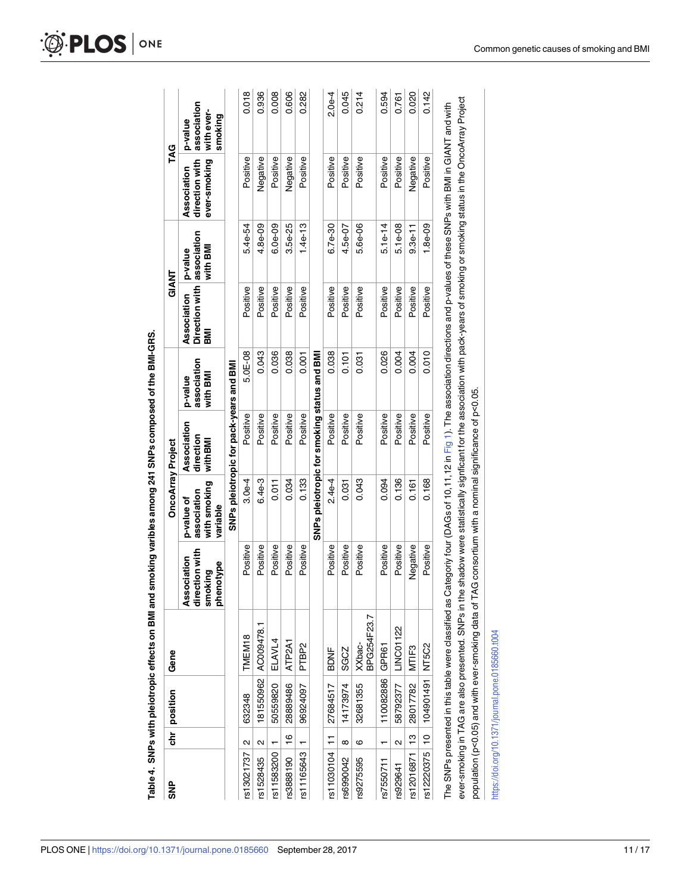**Table 4. SNPs with pleiotropic effects on BMI and smoking varibles among 241 SNPs composed of the BMI-GRS.**

| SNP | chr | position | Gene | OncoArray Project | | | | GIANT | | TAG | |
|---|---|---|---|---|---|---|---|---|---|---|---|
| | | | | Association direction with smoking phenotype | p-value of association with smoking variable | Association direction with BMI | p-value association with BMI | Association Direction with BMI | p-value association with BMI | Association direction with ever-smoking | p-value association with ever-smoking |
| **SNPs pleiotropic for pack-years and BMI** | | | | | | | | | | | |
| rs13021737 | 2 | 632348 | TMEM18 | Positive | 3.0e-4 | Positive | 5.0E-08 | Positive | 5.4e-54 | Positive | 0.018 |
| rs1528435 | 2 | 181550962 | AC009478.1 | Positive | 6.4e-3 | Positive | 0.043 | Positive | 4.8e-09 | Negative | 0.936 |
| rs11583200 | 1 | 50559820 | ELAVL4 | Positive | 0.011 | Positive | 0.036 | Positive | 6.0e-09 | Positive | 0.008 |
| rs3888190 | 16 | 28889486 | ATP2A1 | Positive | 0.034 | Positive | 0.038 | Positive | 3.5e-25 | Negative | 0.606 |
| rs11165643 | 1 | 96924097 | PTBP2 | Positive | 0.133 | Positive | 0.001 | Positive | 1.4e-13 | Positive | 0.282 |
| **SNPs pleiotropic for smoking status and BMI** | | | | | | | | | | | |
| rs11030104 | 11 | 27684517 | BDNF | Positive | 2.4e-4 | Positive | 0.038 | Positive | 6.7e-30 | Positive | 2.0e-4 |
| rs6990042 | 8 | 14173974 | SGCZ | Positive | 0.031 | Positive | 0.101 | Positive | 4.5e-07 | Positive | 0.045 |
| rs9275595 | 6 | 32681355 | XXbac-BPG254F23.7 | Positive | 0.043 | Positive | 0.031 | Positive | 5.6e-06 | Positive | 0.214 |
| rs7550711 | 1 | 110082886 | GPR61 | Positive | 0.094 | Positive | 0.026 | Positive | 5.1e-14 | Positive | 0.594 |
| rs929641 | 2 | 58792377 | LINC01122 | Positive | 0.136 | Positive | 0.004 | Positive | 5.1e-08 | Positive | 0.761 |
| rs12016871 | 13 | 28017782 | MTIF3 | Negative | 0.161 | Positive | 0.004 | Positive | 9.3e-11 | Negative | 0.020 |
| rs12220375 | 10 | 104901491 | NT5C2 | Positive | 0.168 | Positive | 0.010 | Positive | 1.8e-09 | Positive | 0.142 |

The SNPs presented in this table were classified as Category four (DAGs of 10,11,12 in Fig 1). The association directions and p-values of these SNPs with BMI in GIANT and with ever-smoking in TAG are also presented. SNPs in the shadow were statistically signficant for the association with pack-years of smoking or smoking status in the OncoArray Project population ($p<0.05$) and with ever-smoking data of TAG consortium with a nominal significance of $p<0.05$.

https://doi.org/10.1371/journal.pone.0185660.t004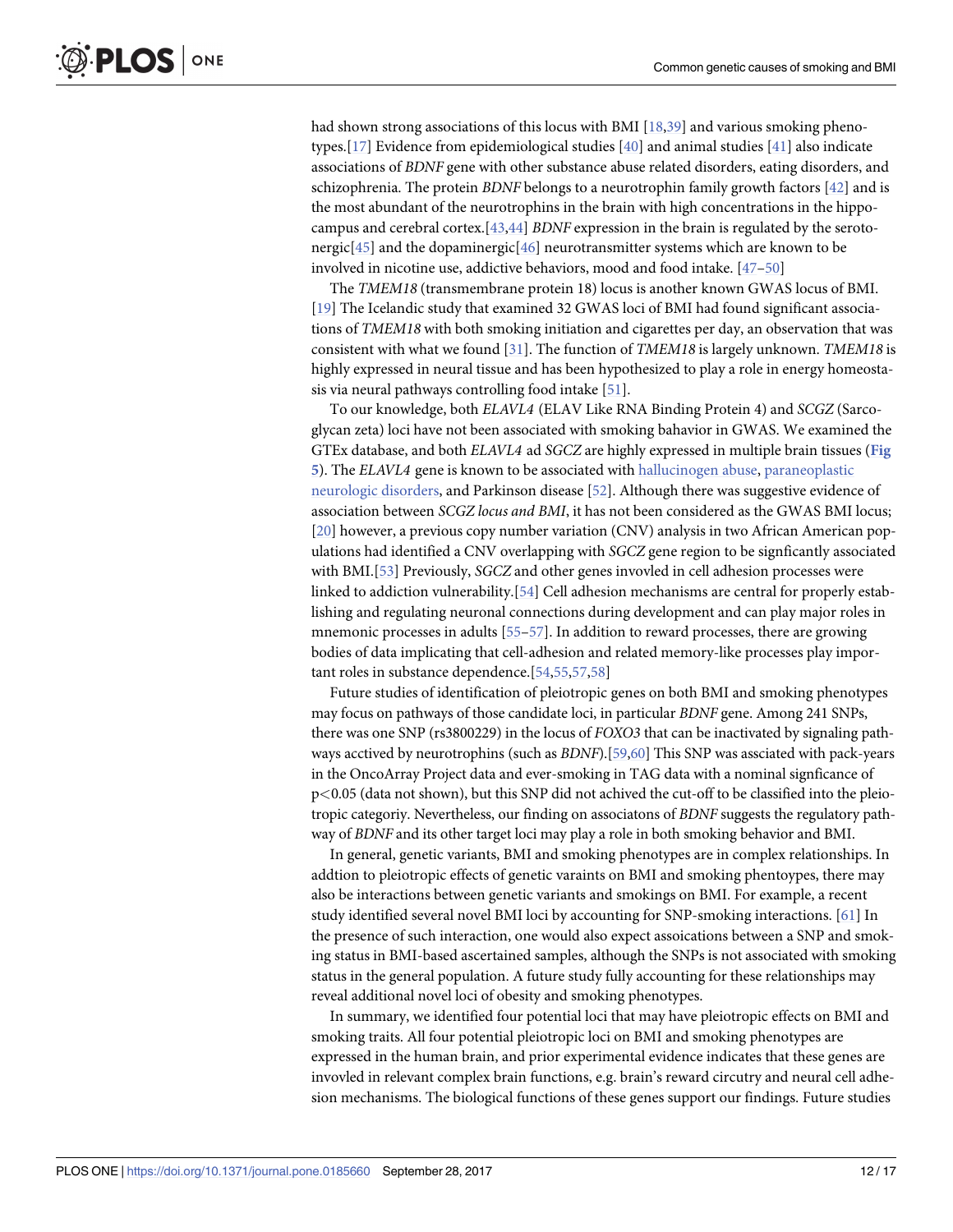had shown strong associations of this locus with BMI [18,39] and various smoking phenotypes.[17] Evidence from epidemiological studies [40] and animal studies [41] also indicate associations of *BDNF* gene with other substance abuse related disorders, eating disorders, and schizophrenia. The protein *BDNF* belongs to a neurotrophin family growth factors [42] and is the most abundant of the neurotrophins in the brain with high concentrations in the hippocampus and cerebral cortex.[43,44] *BDNF* expression in the brain is regulated by the serotonergic[45] and the dopaminergic[46] neurotransmitter systems which are known to be involved in nicotine use, addictive behaviors, mood and food intake. [47–50]

The *TMEM18* (transmembrane protein 18) locus is another known GWAS locus of BMI. [19] The Icelandic study that examined 32 GWAS loci of BMI had found significant associations of *TMEM18* with both smoking initiation and cigarettes per day, an observation that was consistent with what we found [31]. The function of *TMEM18* is largely unknown. *TMEM18* is highly expressed in neural tissue and has been hypothesized to play a role in energy homeostasis via neural pathways controlling food intake [51].

To our knowledge, both *ELAVL4* (ELAV Like RNA Binding Protein 4) and *SCGZ* (Sarcoglycan zeta) loci have not been associated with smoking bahavior in GWAS. We examined the GTEx database, and both *ELAVL4* ad *SGCZ* are highly expressed in multiple brain tissues (Fig 5). The *ELAVL4* gene is known to be associated with hallucinogen abuse, paraneoplastic neurologic disorders, and Parkinson disease [52]. Although there was suggestive evidence of association between *SCGZ locus and BMI*, it has not been considered as the GWAS BMI locus; [20] however, a previous copy number variation (CNV) analysis in two African American populations had identified a CNV overlapping with *SGCZ* gene region to be signficantly associated with BMI.[53] Previously, *SGCZ* and other genes invovled in cell adhesion processes were linked to addiction vulnerability.[54] Cell adhesion mechanisms are central for properly establishing and regulating neuronal connections during development and can play major roles in mnemonic processes in adults [55–57]. In addition to reward processes, there are growing bodies of data implicating that cell-adhesion and related memory-like processes play important roles in substance dependence.[54,55,57,58]

Future studies of identification of pleiotropic genes on both BMI and smoking phenotypes may focus on pathways of those candidate loci, in particular *BDNF* gene. Among 241 SNPs, there was one SNP (rs3800229) in the locus of *FOXO3* that can be inactivated by signaling pathways acctived by neurotrophins (such as *BDNF*).[59,60] This SNP was assciated with pack-years in the OncoArray Project data and ever-smoking in TAG data with a nominal signficance of $p<0.05$ (data not shown), but this SNP did not achived the cut-off to be classified into the pleiotropic categoriy. Nevertheless, our finding on associatons of *BDNF* suggests the regulatory pathway of *BDNF* and its other target loci may play a role in both smoking behavior and BMI.

In general, genetic variants, BMI and smoking phenotypes are in complex relationships. In addtion to pleiotropic effects of genetic varaints on BMI and smoking phentoypes, there may also be interactions between genetic variants and smokings on BMI. For example, a recent study identified several novel BMI loci by accounting for SNP-smoking interactions. [61] In the presence of such interaction, one would also expect assoications between a SNP and smoking status in BMI-based ascertained samples, although the SNPs is not associated with smoking status in the general population. A future study fully accounting for these relationships may reveal additional novel loci of obesity and smoking phenotypes.

In summary, we identified four potential loci that may have pleiotropic effects on BMI and smoking traits. All four potential pleiotropic loci on BMI and smoking phenotypes are expressed in the human brain, and prior experimental evidence indicates that these genes are invovled in relevant complex brain functions, e.g. brain's reward circutry and neural cell adhesion mechanisms. The biological functions of these genes support our findings. Future studies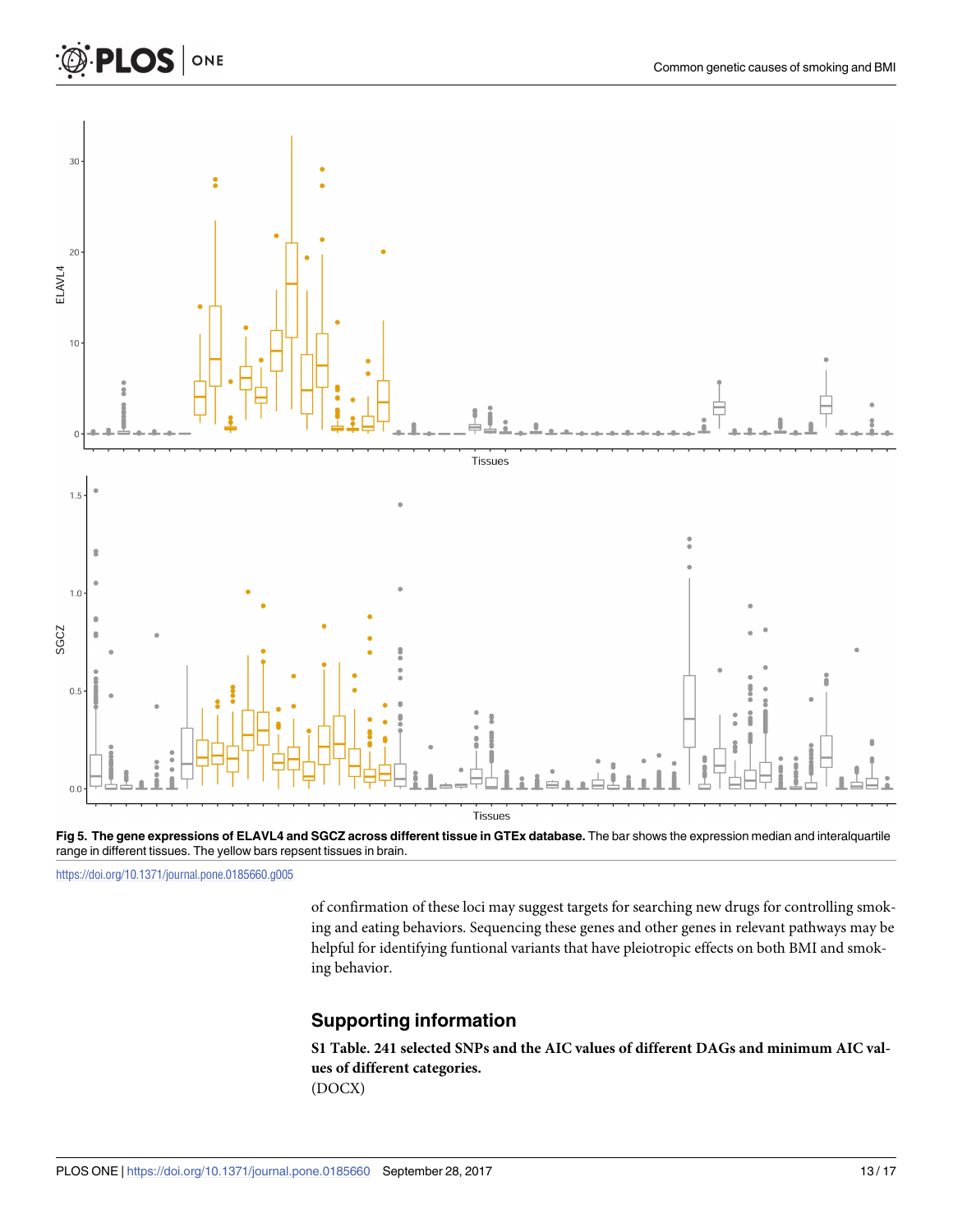**Fig 5. The gene expressions of ELAVL4 and SGCZ across different tissue in GTEx database.** The bar shows the expression median and interalquartile range in different tissues. The yellow bars repsent tissues in brain.

https://doi.org/10.1371/journal.pone.0185660.g005

of confirmation of these loci may suggest targets for searching new drugs for controlling smoking and eating behaviors. Sequencing these genes and other genes in relevant pathways may be helpful for identifying funtional variants that have pleiotropic effects on both BMI and smoking behavior.

## Supporting information

**S1 Table. 241 selected SNPs and the AIC values of different DAGs and minimum AIC values of different categories.**
(DOCX)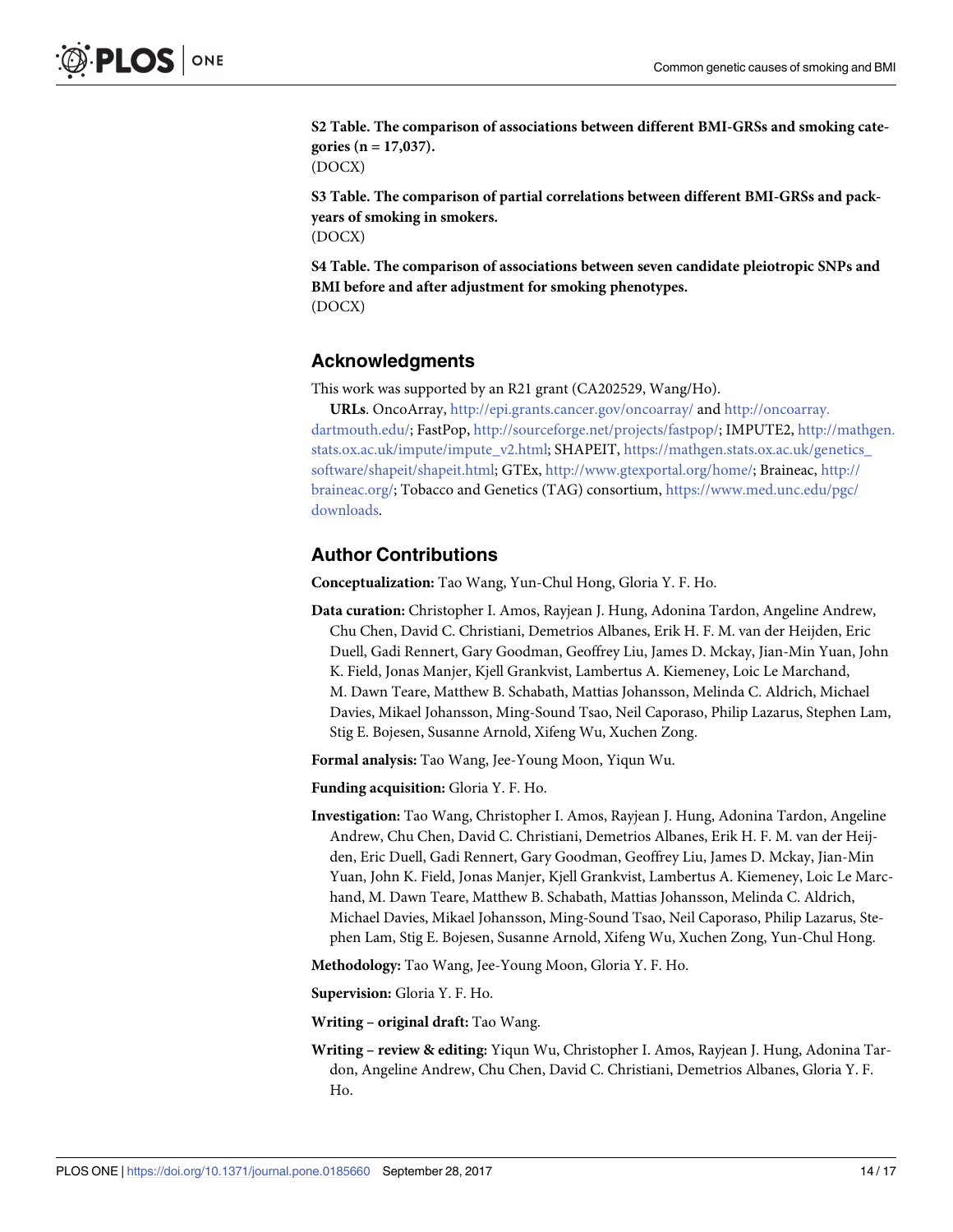**S2 Table. The comparison of associations between different BMI-GRSs and smoking categories (n = 17,037).**
(DOCX)

**S3 Table. The comparison of partial correlations between different BMI-GRSs and pack-years of smoking in smokers.**
(DOCX)

**S4 Table. The comparison of associations between seven candidate pleiotropic SNPs and BMI before and after adjustment for smoking phenotypes.**
(DOCX)

## Acknowledgments

This work was supported by an R21 grant (CA202529, Wang/Ho).

**URLs**. OncoArray, http://epi.grants.cancer.gov/oncoarray/ and http://oncoarray.dartmouth.edu/; FastPop, http://sourceforge.net/projects/fastpop/; IMPUTE2, http://mathgen.stats.ox.ac.uk/impute/impute_v2.html; SHAPEIT, https://mathgen.stats.ox.ac.uk/genetics_software/shapeit/shapeit.html; GTEx, http://www.gtexportal.org/home/; Braineac, http://braineac.org/; Tobacco and Genetics (TAG) consortium, https://www.med.unc.edu/pgc/downloads.

## Author Contributions

**Conceptualization:** Tao Wang, Yun-Chul Hong, Gloria Y. F. Ho.

**Data curation:** Christopher I. Amos, Rayjean J. Hung, Adonina Tardon, Angeline Andrew, Chu Chen, David C. Christiani, Demetrios Albanes, Erik H. F. M. van der Heijden, Eric Duell, Gadi Rennert, Gary Goodman, Geoffrey Liu, James D. Mckay, Jian-Min Yuan, John K. Field, Jonas Manjer, Kjell Grankvist, Lambertus A. Kiemeney, Loic Le Marchand, M. Dawn Teare, Matthew B. Schabath, Mattias Johansson, Melinda C. Aldrich, Michael Davies, Mikael Johansson, Ming-Sound Tsao, Neil Caporaso, Philip Lazarus, Stephen Lam, Stig E. Bojesen, Susanne Arnold, Xifeng Wu, Xuchen Zong.

**Formal analysis:** Tao Wang, Jee-Young Moon, Yiqun Wu.

**Funding acquisition:** Gloria Y. F. Ho.

**Investigation:** Tao Wang, Christopher I. Amos, Rayjean J. Hung, Adonina Tardon, Angeline Andrew, Chu Chen, David C. Christiani, Demetrios Albanes, Erik H. F. M. van der Heijden, Eric Duell, Gadi Rennert, Gary Goodman, Geoffrey Liu, James D. Mckay, Jian-Min Yuan, John K. Field, Jonas Manjer, Kjell Grankvist, Lambertus A. Kiemeney, Loic Le Marchand, M. Dawn Teare, Matthew B. Schabath, Mattias Johansson, Melinda C. Aldrich, Michael Davies, Mikael Johansson, Ming-Sound Tsao, Neil Caporaso, Philip Lazarus, Stephen Lam, Stig E. Bojesen, Susanne Arnold, Xifeng Wu, Xuchen Zong, Yun-Chul Hong.

**Methodology:** Tao Wang, Jee-Young Moon, Gloria Y. F. Ho.

**Supervision:** Gloria Y. F. Ho.

**Writing – original draft:** Tao Wang.

**Writing – review & editing:** Yiqun Wu, Christopher I. Amos, Rayjean J. Hung, Adonina Tardon, Angeline Andrew, Chu Chen, David C. Christiani, Demetrios Albanes, Gloria Y. F. Ho.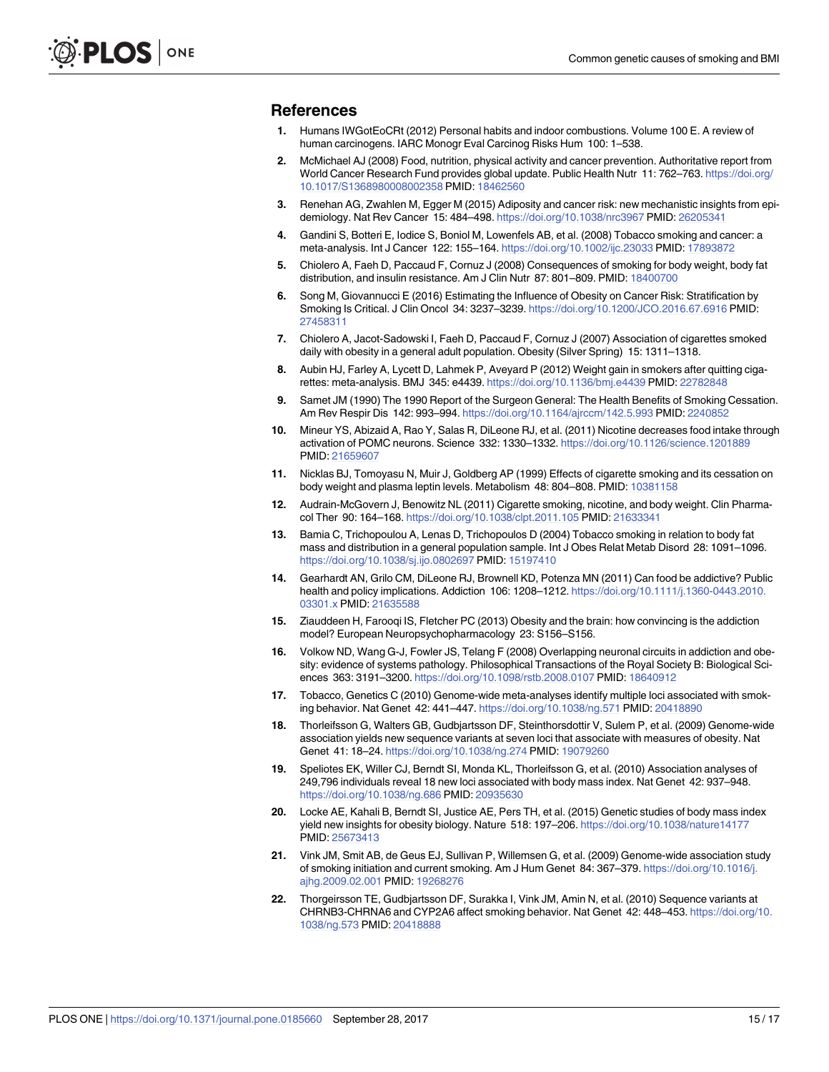## References

1. Humans IWGotEoCRt (2012) Personal habits and indoor combustions. Volume 100 E. A review of human carcinogens. IARC Monogr Eval Carcinog Risks Hum 100: 1–538.
2. McMichael AJ (2008) Food, nutrition, physical activity and cancer prevention. Authoritative report from World Cancer Research Fund provides global update. Public Health Nutr 11: 762–763. https://doi.org/10.1017/S1368980008002358 PMID: 18462560
3. Renehan AG, Zwahlen M, Egger M (2015) Adiposity and cancer risk: new mechanistic insights from epidemiology. Nat Rev Cancer 15: 484–498. https://doi.org/10.1038/nrc3967 PMID: 26205341
4. Gandini S, Botteri E, Iodice S, Boniol M, Lowenfels AB, et al. (2008) Tobacco smoking and cancer: a meta-analysis. Int J Cancer 122: 155–164. https://doi.org/10.1002/ijc.23033 PMID: 17893872
5. Chiolero A, Faeh D, Paccaud F, Cornuz J (2008) Consequences of smoking for body weight, body fat distribution, and insulin resistance. Am J Clin Nutr 87: 801–809. PMID: 18400700
6. Song M, Giovannucci E (2016) Estimating the Influence of Obesity on Cancer Risk: Stratification by Smoking Is Critical. J Clin Oncol 34: 3237–3239. https://doi.org/10.1200/JCO.2016.67.6916 PMID: 27458311
7. Chiolero A, Jacot-Sadowski I, Faeh D, Paccaud F, Cornuz J (2007) Association of cigarettes smoked daily with obesity in a general adult population. Obesity (Silver Spring) 15: 1311–1318.
8. Aubin HJ, Farley A, Lycett D, Lahmek P, Aveyard P (2012) Weight gain in smokers after quitting cigarettes: meta-analysis. BMJ 345: e4439. https://doi.org/10.1136/bmj.e4439 PMID: 22782848
9. Samet JM (1990) The 1990 Report of the Surgeon General: The Health Benefits of Smoking Cessation. Am Rev Respir Dis 142: 993–994. https://doi.org/10.1164/ajrccm/142.5.993 PMID: 2240852
10. Mineur YS, Abizaid A, Rao Y, Salas R, DiLeone RJ, et al. (2011) Nicotine decreases food intake through activation of POMC neurons. Science 332: 1330–1332. https://doi.org/10.1126/science.1201889 PMID: 21659607
11. Nicklas BJ, Tomoyasu N, Muir J, Goldberg AP (1999) Effects of cigarette smoking and its cessation on body weight and plasma leptin levels. Metabolism 48: 804–808. PMID: 10381158
12. Audrain-McGovern J, Benowitz NL (2011) Cigarette smoking, nicotine, and body weight. Clin Pharmacol Ther 90: 164–168. https://doi.org/10.1038/clpt.2011.105 PMID: 21633341
13. Bamia C, Trichopoulou A, Lenas D, Trichopoulos D (2004) Tobacco smoking in relation to body fat mass and distribution in a general population sample. Int J Obes Relat Metab Disord 28: 1091–1096. https://doi.org/10.1038/sj.ijo.0802697 PMID: 15197410
14. Gearhardt AN, Grilo CM, DiLeone RJ, Brownell KD, Potenza MN (2011) Can food be addictive? Public health and policy implications. Addiction 106: 1208–1212. https://doi.org/10.1111/j.1360-0443.2010.03301.x PMID: 21635588
15. Ziauddeen H, Farooqi IS, Fletcher PC (2013) Obesity and the brain: how convincing is the addiction model? European Neuropsychopharmacology 23: S156–S156.
16. Volkow ND, Wang G-J, Fowler JS, Telang F (2008) Overlapping neuronal circuits in addiction and obesity: evidence of systems pathology. Philosophical Transactions of the Royal Society B: Biological Sciences 363: 3191–3200. https://doi.org/10.1098/rstb.2008.0107 PMID: 18640912
17. Tobacco, Genetics C (2010) Genome-wide meta-analyses identify multiple loci associated with smoking behavior. Nat Genet 42: 441–447. https://doi.org/10.1038/ng.571 PMID: 20418890
18. Thorleifsson G, Walters GB, Gudbjartsson DF, Steinthorsdottir V, Sulem P, et al. (2009) Genome-wide association yields new sequence variants at seven loci that associate with measures of obesity. Nat Genet 41: 18–24. https://doi.org/10.1038/ng.274 PMID: 19079260
19. Speliotes EK, Willer CJ, Berndt SI, Monda KL, Thorleifsson G, et al. (2010) Association analyses of 249,796 individuals reveal 18 new loci associated with body mass index. Nat Genet 42: 937–948. https://doi.org/10.1038/ng.686 PMID: 20935630
20. Locke AE, Kahali B, Berndt SI, Justice AE, Pers TH, et al. (2015) Genetic studies of body mass index yield new insights for obesity biology. Nature 518: 197–206. https://doi.org/10.1038/nature14177 PMID: 25673413
21. Vink JM, Smit AB, de Geus EJ, Sullivan P, Willemsen G, et al. (2009) Genome-wide association study of smoking initiation and current smoking. Am J Hum Genet 84: 367–379. https://doi.org/10.1016/j.ajhg.2009.02.001 PMID: 19268276
22. Thorgeirsson TE, Gudbjartsson DF, Surakka I, Vink JM, Amin N, et al. (2010) Sequence variants at CHRNB3-CHRNA6 and CYP2A6 affect smoking behavior. Nat Genet 42: 448–453. https://doi.org/10.1038/ng.573 PMID: 20418888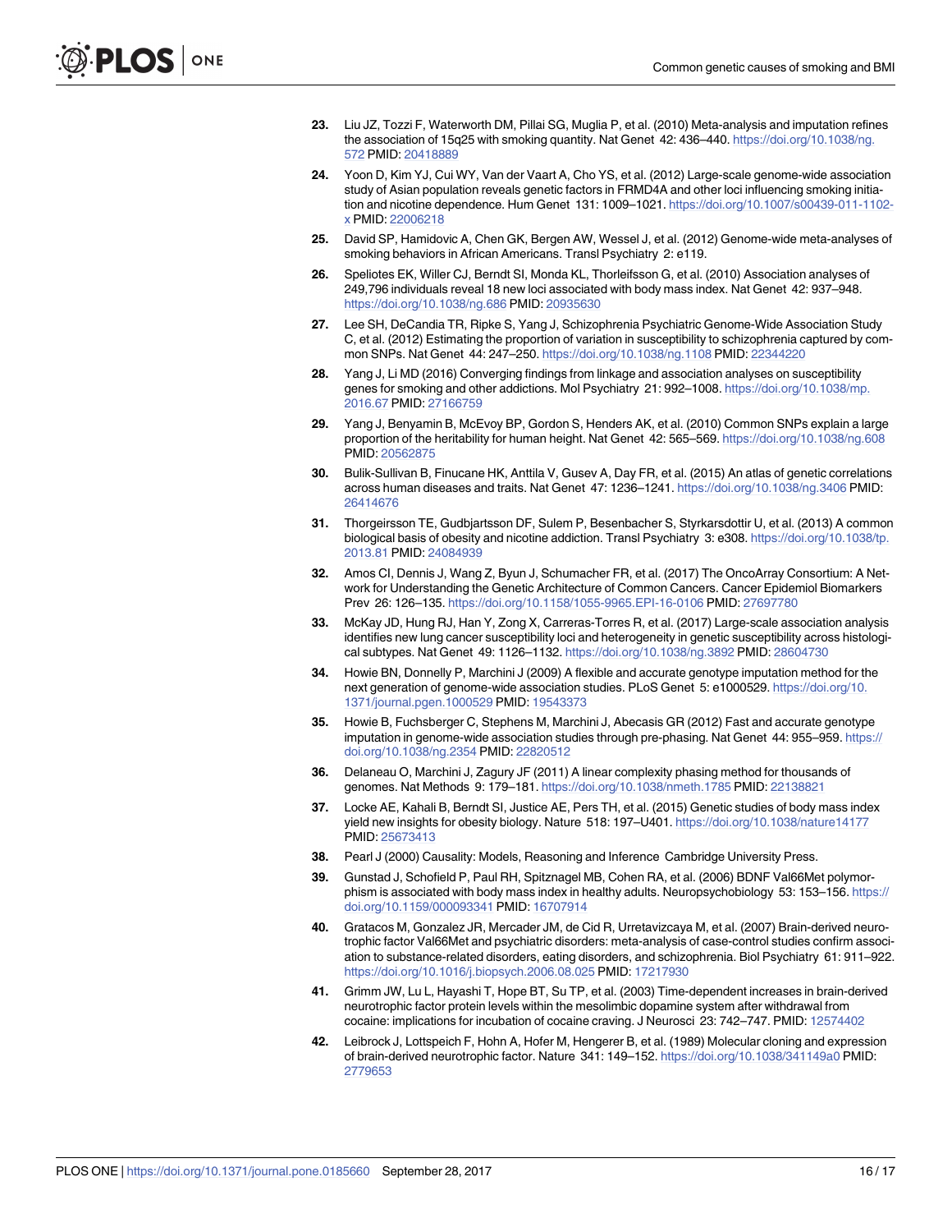23. Liu JZ, Tozzi F, Waterworth DM, Pillai SG, Muglia P, et al. (2010) Meta-analysis and imputation refines the association of 15q25 with smoking quantity. Nat Genet 42: 436–440. https://doi.org/10.1038/ng.572 PMID: 20418889

24. Yoon D, Kim YJ, Cui WY, Van der Vaart A, Cho YS, et al. (2012) Large-scale genome-wide association study of Asian population reveals genetic factors in FRMD4A and other loci influencing smoking initiation and nicotine dependence. Hum Genet 131: 1009–1021. https://doi.org/10.1007/s00439-011-1102-x PMID: 22006218

25. David SP, Hamidovic A, Chen GK, Bergen AW, Wessel J, et al. (2012) Genome-wide meta-analyses of smoking behaviors in African Americans. Transl Psychiatry 2: e119.

26. Speliotes EK, Willer CJ, Berndt SI, Monda KL, Thorleifsson G, et al. (2010) Association analyses of 249,796 individuals reveal 18 new loci associated with body mass index. Nat Genet 42: 937–948. https://doi.org/10.1038/ng.686 PMID: 20935630

27. Lee SH, DeCandia TR, Ripke S, Yang J, Schizophrenia Psychiatric Genome-Wide Association Study C, et al. (2012) Estimating the proportion of variation in susceptibility to schizophrenia captured by common SNPs. Nat Genet 44: 247–250. https://doi.org/10.1038/ng.1108 PMID: 22344220

28. Yang J, Li MD (2016) Converging findings from linkage and association analyses on susceptibility genes for smoking and other addictions. Mol Psychiatry 21: 992–1008. https://doi.org/10.1038/mp.2016.67 PMID: 27166759

29. Yang J, Benyamin B, McEvoy BP, Gordon S, Henders AK, et al. (2010) Common SNPs explain a large proportion of the heritability for human height. Nat Genet 42: 565–569. https://doi.org/10.1038/ng.608 PMID: 20562875

30. Bulik-Sullivan B, Finucane HK, Anttila V, Gusev A, Day FR, et al. (2015) An atlas of genetic correlations across human diseases and traits. Nat Genet 47: 1236–1241. https://doi.org/10.1038/ng.3406 PMID: 26414676

31. Thorgeirsson TE, Gudbjartsson DF, Sulem P, Besenbacher S, Styrkarsdottir U, et al. (2013) A common biological basis of obesity and nicotine addiction. Transl Psychiatry 3: e308. https://doi.org/10.1038/tp.2013.81 PMID: 24084939

32. Amos CI, Dennis J, Wang Z, Byun J, Schumacher FR, et al. (2017) The OncoArray Consortium: A Network for Understanding the Genetic Architecture of Common Cancers. Cancer Epidemiol Biomarkers Prev 26: 126–135. https://doi.org/10.1158/1055-9965.EPI-16-0106 PMID: 27697780

33. McKay JD, Hung RJ, Han Y, Zong X, Carreras-Torres R, et al. (2017) Large-scale association analysis identifies new lung cancer susceptibility loci and heterogeneity in genetic susceptibility across histological subtypes. Nat Genet 49: 1126–1132. https://doi.org/10.1038/ng.3892 PMID: 28604730

34. Howie BN, Donnelly P, Marchini J (2009) A flexible and accurate genotype imputation method for the next generation of genome-wide association studies. PLoS Genet 5: e1000529. https://doi.org/10.1371/journal.pgen.1000529 PMID: 19543373

35. Howie B, Fuchsberger C, Stephens M, Marchini J, Abecasis GR (2012) Fast and accurate genotype imputation in genome-wide association studies through pre-phasing. Nat Genet 44: 955–959. https://doi.org/10.1038/ng.2354 PMID: 22820512

36. Delaneau O, Marchini J, Zagury JF (2011) A linear complexity phasing method for thousands of genomes. Nat Methods 9: 179–181. https://doi.org/10.1038/nmeth.1785 PMID: 22138821

37. Locke AE, Kahali B, Berndt SI, Justice AE, Pers TH, et al. (2015) Genetic studies of body mass index yield new insights for obesity biology. Nature 518: 197–U401. https://doi.org/10.1038/nature14177 PMID: 25673413

38. Pearl J (2000) Causality: Models, Reasoning and Inference Cambridge University Press.

39. Gunstad J, Schofield P, Paul RH, Spitznagel MB, Cohen RA, et al. (2006) BDNF Val66Met polymorphism is associated with body mass index in healthy adults. Neuropsychobiology 53: 153–156. https://doi.org/10.1159/000093341 PMID: 16707914

40. Gratacos M, Gonzalez JR, Mercader JM, de Cid R, Urretavizcaya M, et al. (2007) Brain-derived neurotrophic factor Val66Met and psychiatric disorders: meta-analysis of case-control studies confirm association to substance-related disorders, eating disorders, and schizophrenia. Biol Psychiatry 61: 911–922. https://doi.org/10.1016/j.biopsych.2006.08.025 PMID: 17217930

41. Grimm JW, Lu L, Hayashi T, Hope BT, Su TP, et al. (2003) Time-dependent increases in brain-derived neurotrophic factor protein levels within the mesolimbic dopamine system after withdrawal from cocaine: implications for incubation of cocaine craving. J Neurosci 23: 742–747. PMID: 12574402

42. Leibrock J, Lottspeich F, Hohn A, Hofer M, Hengerer B, et al. (1989) Molecular cloning and expression of brain-derived neurotrophic factor. Nature 341: 149–152. https://doi.org/10.1038/341149a0 PMID: 2779653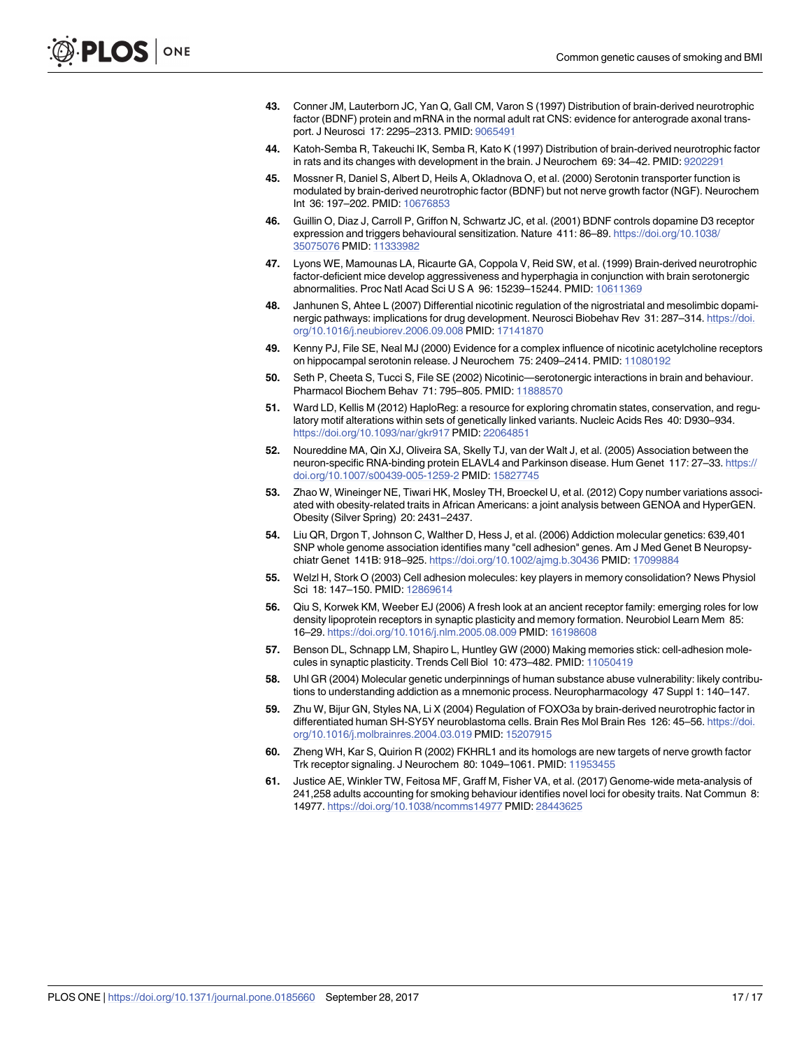43. Conner JM, Lauterborn JC, Yan Q, Gall CM, Varon S (1997) Distribution of brain-derived neurotrophic factor (BDNF) protein and mRNA in the normal adult rat CNS: evidence for anterograde axonal transport. J Neurosci 17: 2295–2313. PMID: 9065491

44. Katoh-Semba R, Takeuchi IK, Semba R, Kato K (1997) Distribution of brain-derived neurotrophic factor in rats and its changes with development in the brain. J Neurochem 69: 34–42. PMID: 9202291

45. Mossner R, Daniel S, Albert D, Heils A, Okladnova O, et al. (2000) Serotonin transporter function is modulated by brain-derived neurotrophic factor (BDNF) but not nerve growth factor (NGF). Neurochem Int 36: 197–202. PMID: 10676853

46. Guillin O, Diaz J, Carroll P, Griffon N, Schwartz JC, et al. (2001) BDNF controls dopamine D3 receptor expression and triggers behavioural sensitization. Nature 411: 86–89. https://doi.org/10.1038/35075076 PMID: 11333982

47. Lyons WE, Mamounas LA, Ricaurte GA, Coppola V, Reid SW, et al. (1999) Brain-derived neurotrophic factor-deficient mice develop aggressiveness and hyperphagia in conjunction with brain serotonergic abnormalities. Proc Natl Acad Sci U S A 96: 15239–15244. PMID: 10611369

48. Janhunen S, Ahtee L (2007) Differential nicotinic regulation of the nigrostriatal and mesolimbic dopaminergic pathways: implications for drug development. Neurosci Biobehav Rev 31: 287–314. https://doi.org/10.1016/j.neubiorev.2006.09.008 PMID: 17141870

49. Kenny PJ, File SE, Neal MJ (2000) Evidence for a complex influence of nicotinic acetylcholine receptors on hippocampal serotonin release. J Neurochem 75: 2409–2414. PMID: 11080192

50. Seth P, Cheeta S, Tucci S, File SE (2002) Nicotinic—serotonergic interactions in brain and behaviour. Pharmacol Biochem Behav 71: 795–805. PMID: 11888570

51. Ward LD, Kellis M (2012) HaploReg: a resource for exploring chromatin states, conservation, and regulatory motif alterations within sets of genetically linked variants. Nucleic Acids Res 40: D930–934. https://doi.org/10.1093/nar/gkr917 PMID: 22064851

52. Noureddine MA, Qin XJ, Oliveira SA, Skelly TJ, van der Walt J, et al. (2005) Association between the neuron-specific RNA-binding protein ELAVL4 and Parkinson disease. Hum Genet 117: 27–33. https://doi.org/10.1007/s00439-005-1259-2 PMID: 15827745

53. Zhao W, Wineinger NE, Tiwari HK, Mosley TH, Broeckel U, et al. (2012) Copy number variations associated with obesity-related traits in African Americans: a joint analysis between GENOA and HyperGEN. Obesity (Silver Spring) 20: 2431–2437.

54. Liu QR, Drgon T, Johnson C, Walther D, Hess J, et al. (2006) Addiction molecular genetics: 639,401 SNP whole genome association identifies many "cell adhesion" genes. Am J Med Genet B Neuropsychiatr Genet 141B: 918–925. https://doi.org/10.1002/ajmg.b.30436 PMID: 17099884

55. Welzl H, Stork O (2003) Cell adhesion molecules: key players in memory consolidation? News Physiol Sci 18: 147–150. PMID: 12869614

56. Qiu S, Korwek KM, Weeber EJ (2006) A fresh look at an ancient receptor family: emerging roles for low density lipoprotein receptors in synaptic plasticity and memory formation. Neurobiol Learn Mem 85: 16–29. https://doi.org/10.1016/j.nlm.2005.08.009 PMID: 16198608

57. Benson DL, Schnapp LM, Shapiro L, Huntley GW (2000) Making memories stick: cell-adhesion molecules in synaptic plasticity. Trends Cell Biol 10: 473–482. PMID: 11050419

58. Uhl GR (2004) Molecular genetic underpinnings of human substance abuse vulnerability: likely contributions to understanding addiction as a mnemonic process. Neuropharmacology 47 Suppl 1: 140–147.

59. Zhu W, Bijur GN, Styles NA, Li X (2004) Regulation of FOXO3a by brain-derived neurotrophic factor in differentiated human SH-SY5Y neuroblastoma cells. Brain Res Mol Brain Res 126: 45–56. https://doi.org/10.1016/j.molbrainres.2004.03.019 PMID: 15207915

60. Zheng WH, Kar S, Quirion R (2002) FKHRL1 and its homologs are new targets of nerve growth factor Trk receptor signaling. J Neurochem 80: 1049–1061. PMID: 11953455

61. Justice AE, Winkler TW, Feitosa MF, Graff M, Fisher VA, et al. (2017) Genome-wide meta-analysis of 241,258 adults accounting for smoking behaviour identifies novel loci for obesity traits. Nat Commun 8: 14977. https://doi.org/10.1038/ncomms14977 PMID: 28443625